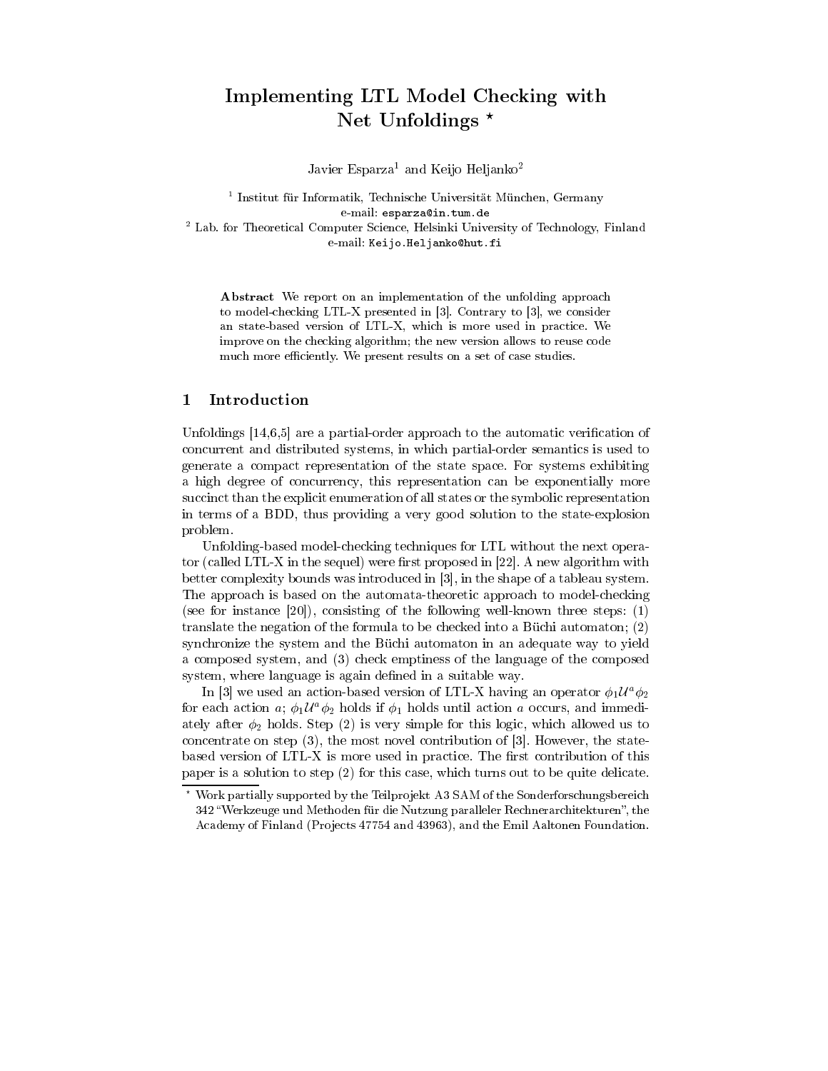# Implementing LTL Model Checking with Net Unfoldings ⋆

Javier Esparza[1] and Keijo Heljanko[2]

[1] Institut für Informatik, Technische Universität München, Germany
e-mail: `esparza@in.tum.de`

[2] Lab. for Theoretical Computer Science, Helsinki University of Technology, Finland
e-mail: `Keijo.Heljanko@hut.fi`

**Abstract** We report on an implementation of the unfolding approach to model-checking LTL-X presented in [3]. Contrary to [3], we consider an state-based version of LTL-X, which is more used in practice. We improve on the checking algorithm; the new version allows to reuse code much more efficiently. We present results on a set of case studies.

## 1 Introduction

Unfoldings [14,6,5] are a partial-order approach to the automatic verification of concurrent and distributed systems, in which partial-order semantics is used to generate a compact representation of the state space. For systems exhibiting a high degree of concurrency, this representation can be exponentially more succinct than the explicit enumeration of all states or the symbolic representation in terms of a BDD, thus providing a very good solution to the state-explosion problem.

Unfolding-based model-checking techniques for LTL without the next operator (called LTL-X in the sequel) were first proposed in [22]. A new algorithm with better complexity bounds was introduced in [3], in the shape of a tableau system. The approach is based on the automata-theoretic approach to model-checking (see for instance [20]), consisting of the following well-known three steps: (1) translate the negation of the formula to be checked into a Büchi automaton; (2) synchronize the system and the Büchi automaton in an adequate way to yield a composed system, and (3) check emptiness of the language of the composed system, where language is again defined in a suitable way.

In [3] we used an action-based version of LTL-X having an operator $\phi_1 \mathcal{U}^a \phi_2$ for each action $a$; $\phi_1 \mathcal{U}^a \phi_2$ holds if $\phi_1$ holds until action $a$ occurs, and immediately after $\phi_2$ holds. Step (2) is very simple for this logic, which allowed us to concentrate on step (3), the most novel contribution of [3]. However, the state-based version of LTL-X is more used in practice. The first contribution of this paper is a solution to step (2) for this case, which turns out to be quite delicate.

⋆ Work partially supported by the Teilprojekt A3 SAM of the Sonderforschungsbereich 342 "Werkzeuge und Methoden für die Nutzung paralleler Rechnerarchitekturen", the Academy of Finland (Projects 47754 and 43963), and the Emil Aaltonen Foundation.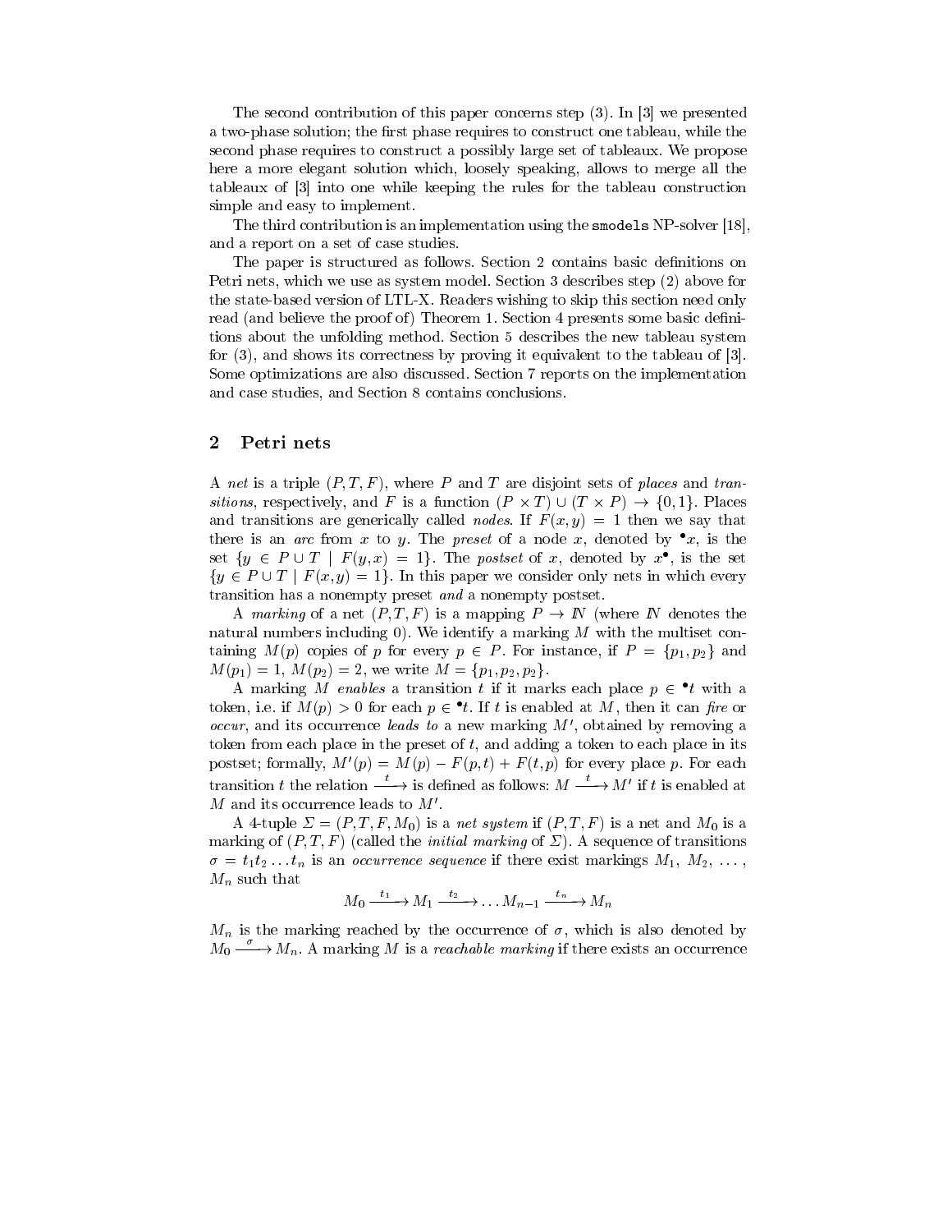The second contribution of this paper concerns step (3). In [3] we presented a two-phase solution; the first phase requires to construct one tableau, while the second phase requires to construct a possibly large set of tableaux. We propose here a more elegant solution which, loosely speaking, allows to merge all the tableaux of [3] into one while keeping the rules for the tableau construction simple and easy to implement.

The third contribution is an implementation using the `smodels` NP-solver [18], and a report on a set of case studies.

The paper is structured as follows. Section 2 contains basic definitions on Petri nets, which we use as system model. Section 3 describes step (2) above for the state-based version of LTL-X. Readers wishing to skip this section need only read (and believe the proof of) Theorem 1. Section 4 presents some basic definitions about the unfolding method. Section 5 describes the new tableau system for (3), and shows its correctness by proving it equivalent to the tableau of [3]. Some optimizations are also discussed. Section 7 reports on the implementation and case studies, and Section 8 contains conclusions.

## 2 Petri nets

A *net* is a triple $(P, T, F)$, where $P$ and $T$ are disjoint sets of *places* and *transitions*, respectively, and $F$ is a function $(P \times T) \cup (T \times P) \to \{0, 1\}$. Places and transitions are generically called *nodes*. If $F(x, y) = 1$ then we say that there is an *arc* from $x$ to $y$. The *preset* of a node $x$, denoted by ${}^\bullet x$, is the set $\{y \in P \cup T \mid F(y, x) = 1\}$. The *postset* of $x$, denoted by $x^\bullet$, is the set $\{y \in P \cup T \mid F(x, y) = 1\}$. In this paper we consider only nets in which every transition has a nonempty preset *and* a nonempty postset.

A *marking* of a net $(P, T, F)$ is a mapping $P \to \mathbb{N}$ (where $\mathbb{N}$ denotes the natural numbers including 0). We identify a marking $M$ with the multiset containing $M(p)$ copies of $p$ for every $p \in P$. For instance, if $P = \{p_1, p_2\}$ and $M(p_1) = 1$, $M(p_2) = 2$, we write $M = \{p_1, p_2, p_2\}$.

A marking $M$ *enables* a transition $t$ if it marks each place $p \in {}^\bullet t$ with a token, i.e. if $M(p) > 0$ for each $p \in {}^\bullet t$. If $t$ is enabled at $M$, then it can *fire* or *occur*, and its occurrence *leads to* a new marking $M'$, obtained by removing a token from each place in the preset of $t$, and adding a token to each place in its postset; formally, $M'(p) = M(p) - F(p, t) + F(t, p)$ for every place $p$. For each transition $t$ the relation $\xrightarrow{t}$ is defined as follows: $M \xrightarrow{t} M'$ if $t$ is enabled at $M$ and its occurrence leads to $M'$.

A 4-tuple $\Sigma = (P, T, F, M_0)$ is a *net system* if $(P, T, F)$ is a net and $M_0$ is a marking of $(P, T, F)$ (called the *initial marking* of $\Sigma$). A sequence of transitions $\sigma = t_1 t_2 \ldots t_n$ is an *occurrence sequence* if there exist markings $M_1$, $M_2$, ..., $M_n$ such that

$$M_0 \xrightarrow{t_1} M_1 \xrightarrow{t_2} \ldots M_{n-1} \xrightarrow{t_n} M_n$$

$M_n$ is the marking reached by the occurrence of $\sigma$, which is also denoted by $M_0 \xrightarrow{\sigma} M_n$. A marking $M$ is a *reachable marking* if there exists an occurrence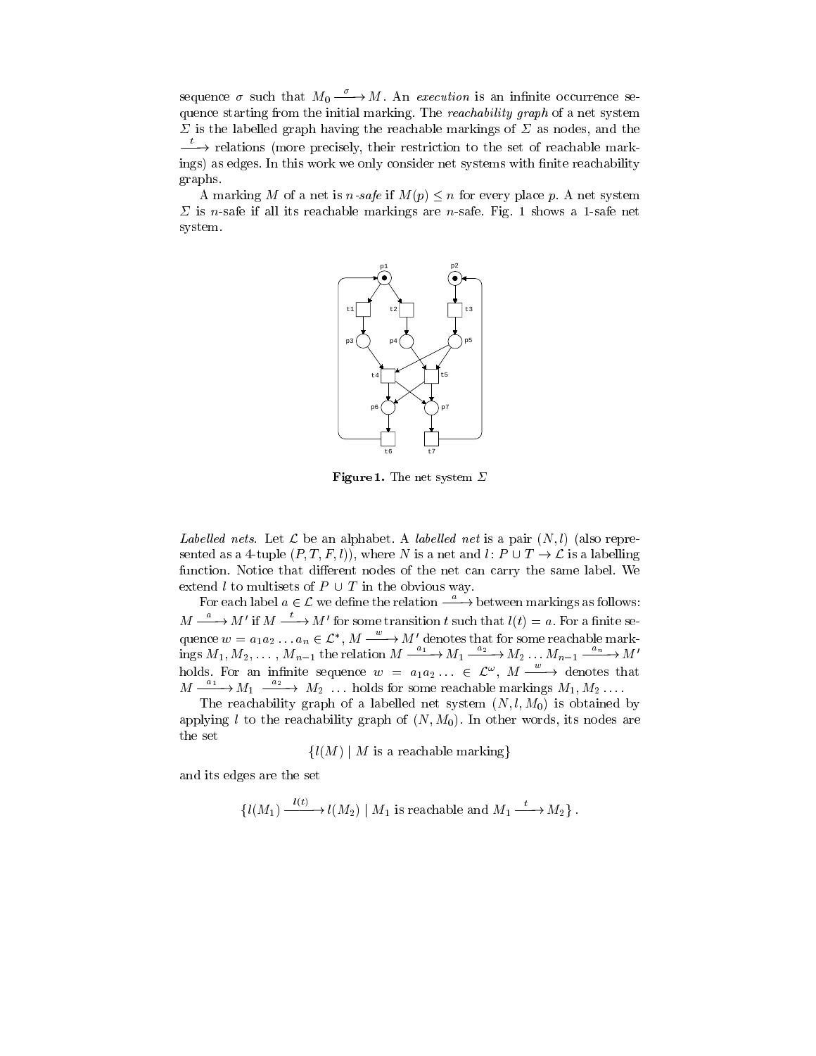sequence $\sigma$ such that $M_0 \xrightarrow{\sigma} M$. An *execution* is an infinite occurrence sequence starting from the initial marking. The *reachability graph* of a net system $\Sigma$ is the labelled graph having the reachable markings of $\Sigma$ as nodes, and the $\xrightarrow{t}$ relations (more precisely, their restriction to the set of reachable markings) as edges. In this work we only consider net systems with finite reachability graphs.

A marking $M$ of a net is $n$*-safe* if $M(p) \leq n$ for every place $p$. A net system $\Sigma$ is $n$-safe if all its reachable markings are $n$-safe. Fig. 1 shows a 1-safe net system.

**Figure 1.** The net system $\Sigma$

*Labelled nets.* Let $\mathcal{L}$ be an alphabet. A *labelled net* is a pair $(N, l)$ (also represented as a 4-tuple $(P, T, F, l)$), where $N$ is a net and $l: P \cup T \rightarrow \mathcal{L}$ is a labelling function. Notice that different nodes of the net can carry the same label. We extend $l$ to multisets of $P \cup T$ in the obvious way.

For each label $a \in \mathcal{L}$ we define the relation $\xrightarrow{a}$ between markings as follows: $M \xrightarrow{a} M'$ if $M \xrightarrow{t} M'$ for some transition $t$ such that $l(t) = a$. For a finite sequence $w = a_1 a_2 \ldots a_n \in \mathcal{L}^*$, $M \xrightarrow{w} M'$ denotes that for some reachable markings $M_1, M_2, \ldots, M_{n-1}$ the relation $M \xrightarrow{a_1} M_1 \xrightarrow{a_2} M_2 \ldots M_{n-1} \xrightarrow{a_n} M'$ holds. For an infinite sequence $w = a_1 a_2 \ldots \in \mathcal{L}^\omega$, $M \xrightarrow{w}$ denotes that $M \xrightarrow{a_1} M_1 \xrightarrow{a_2} M_2 \ldots$ holds for some reachable markings $M_1, M_2 \ldots$.

The reachability graph of a labelled net system $(N, l, M_0)$ is obtained by applying $l$ to the reachability graph of $(N, M_0)$. In other words, its nodes are the set

$$\{l(M) \mid M \text{ is a reachable marking}\}$$

and its edges are the set

$$\{l(M_1) \xrightarrow{l(t)} l(M_2) \mid M_1 \text{ is reachable and } M_1 \xrightarrow{t} M_2\}.$$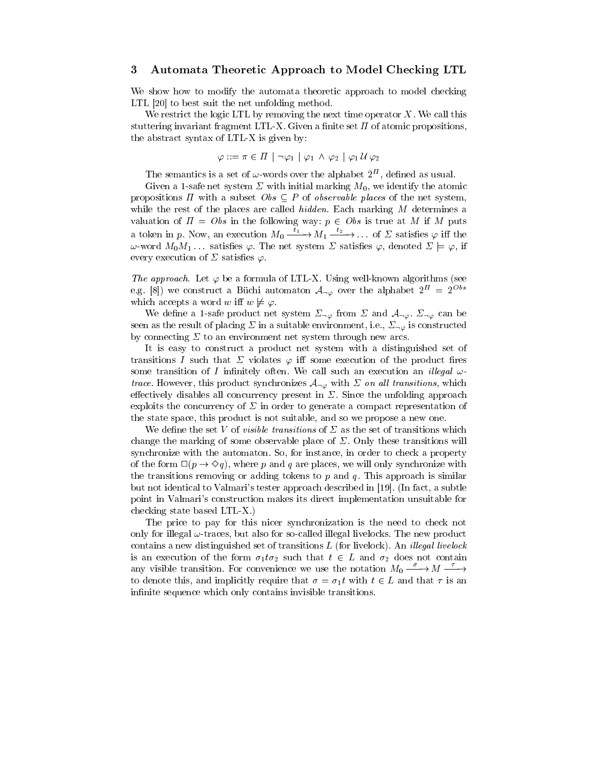## 3 Automata Theoretic Approach to Model Checking LTL

We show how to modify the automata theoretic approach to model checking LTL [20] to best suit the net unfolding method.

We restrict the logic LTL by removing the next time operator $X$. We call this stuttering invariant fragment LTL-X. Given a finite set $\Pi$ of atomic propositions, the abstract syntax of LTL-X is given by:

$$\varphi ::= \pi \in \Pi \mid \neg\varphi_1 \mid \varphi_1 \wedge \varphi_2 \mid \varphi_1 \,\mathcal{U}\, \varphi_2$$

The semantics is a set of $\omega$-words over the alphabet $2^{\Pi}$, defined as usual.

Given a 1-safe net system $\Sigma$ with initial marking $M_0$, we identify the atomic propositions $\Pi$ with a subset $Obs \subseteq P$ of *observable places* of the net system, while the rest of the places are called *hidden*. Each marking $M$ determines a valuation of $\Pi = Obs$ in the following way: $p \in Obs$ is true at $M$ if $M$ puts a token in $p$. Now, an execution $M_0 \xrightarrow{t_1} M_1 \xrightarrow{t_2} \ldots$ of $\Sigma$ satisfies $\varphi$ iff the $\omega$-word $M_0 M_1 \ldots$ satisfies $\varphi$. The net system $\Sigma$ satisfies $\varphi$, denoted $\Sigma \models \varphi$, if every execution of $\Sigma$ satisfies $\varphi$.

*The approach.* Let $\varphi$ be a formula of LTL-X. Using well-known algorithms (see e.g. [8]) we construct a Büchi automaton $\mathcal{A}_{\neg\varphi}$ over the alphabet $2^{\Pi} = 2^{Obs}$ which accepts a word $w$ iff $w \not\models \varphi$.

We define a 1-safe product net system $\Sigma_{\neg\varphi}$ from $\Sigma$ and $\mathcal{A}_{\neg\varphi}$. $\Sigma_{\neg\varphi}$ can be seen as the result of placing $\Sigma$ in a suitable environment, i.e., $\Sigma_{\neg\varphi}$ is constructed by connecting $\Sigma$ to an environment net system through new arcs.

It is easy to construct a product net system with a distinguished set of transitions $I$ such that $\Sigma$ violates $\varphi$ iff some execution of the product fires some transition of $I$ infinitely often. We call such an execution an *illegal $\omega$-trace*. However, this product synchronizes $\mathcal{A}_{\neg\varphi}$ with $\Sigma$ *on all transitions*, which effectively disables all concurrency present in $\Sigma$. Since the unfolding approach exploits the concurrency of $\Sigma$ in order to generate a compact representation of the state space, this product is not suitable, and so we propose a new one.

We define the set $V$ of *visible transitions* of $\Sigma$ as the set of transitions which change the marking of some observable place of $\Sigma$. Only these transitions will synchronize with the automaton. So, for instance, in order to check a property of the form $\Box(p \rightarrow \Diamond q)$, where $p$ and $q$ are places, we will only synchronize with the transitions removing or adding tokens to $p$ and $q$. This approach is similar but not identical to Valmari's tester approach described in [19]. (In fact, a subtle point in Valmari's construction makes its direct implementation unsuitable for checking state based LTL-X.)

The price to pay for this nicer synchronization is the need to check not only for illegal $\omega$-traces, but also for so-called illegal livelocks. The new product contains a new distinguished set of transitions $L$ (for livelock). An *illegal livelock* is an execution of the form $\sigma_1 t \sigma_2$ such that $t \in L$ and $\sigma_2$ does not contain any visible transition. For convenience we use the notation $M_0 \xrightarrow{\sigma} M \xrightarrow{\tau}$ to denote this, and implicitly require that $\sigma = \sigma_1 t$ with $t \in L$ and that $\tau$ is an infinite sequence which only contains invisible transitions.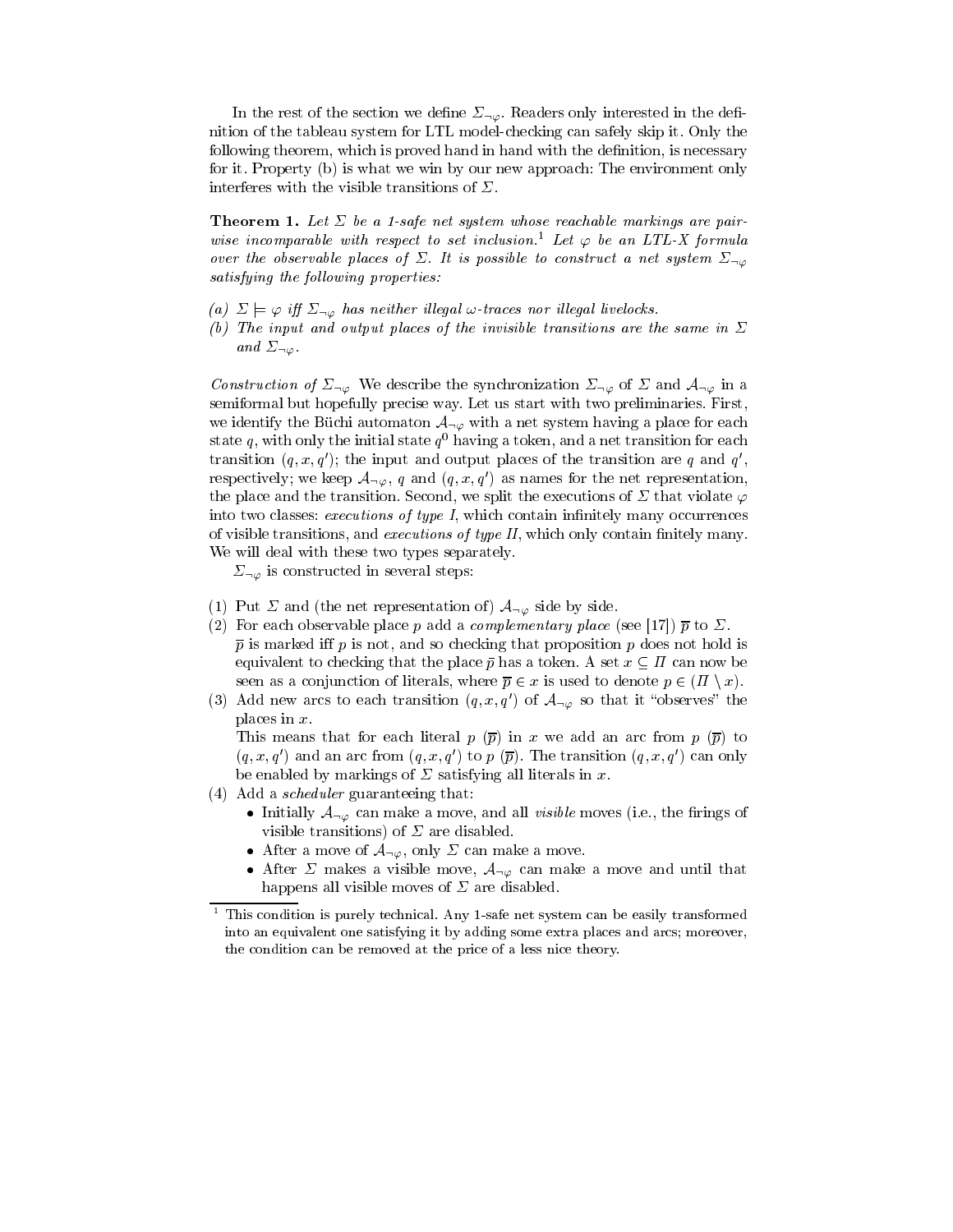In the rest of the section we define $\Sigma_{\neg\varphi}$. Readers only interested in the definition of the tableau system for LTL model-checking can safely skip it. Only the following theorem, which is proved hand in hand with the definition, is necessary for it. Property (b) is what we win by our new approach: The environment only interferes with the visible transitions of $\Sigma$.

**Theorem 1.** *Let $\Sigma$ be a 1-safe net system whose reachable markings are pairwise incomparable with respect to set inclusion.*[1] *Let $\varphi$ be an LTL-X formula over the observable places of $\Sigma$. It is possible to construct a net system $\Sigma_{\neg\varphi}$ satisfying the following properties:*

*(a) $\Sigma \models \varphi$ iff $\Sigma_{\neg\varphi}$ has neither illegal $\omega$-traces nor illegal livelocks.*
*(b) The input and output places of the invisible transitions are the same in $\Sigma$ and $\Sigma_{\neg\varphi}$.*

*Construction of $\Sigma_{\neg\varphi}$* We describe the synchronization $\Sigma_{\neg\varphi}$ of $\Sigma$ and $\mathcal{A}_{\neg\varphi}$ in a semiformal but hopefully precise way. Let us start with two preliminaries. First, we identify the Büchi automaton $\mathcal{A}_{\neg\varphi}$ with a net system having a place for each state $q$, with only the initial state $q^0$ having a token, and a net transition for each transition $(q, x, q')$; the input and output places of the transition are $q$ and $q'$, respectively; we keep $\mathcal{A}_{\neg\varphi}$, $q$ and $(q, x, q')$ as names for the net representation, the place and the transition. Second, we split the executions of $\Sigma$ that violate $\varphi$ into two classes: *executions of type I*, which contain infinitely many occurrences of visible transitions, and *executions of type II*, which only contain finitely many. We will deal with these two types separately.

$\Sigma_{\neg\varphi}$ is constructed in several steps:

(1) Put $\Sigma$ and (the net representation of) $\mathcal{A}_{\neg\varphi}$ side by side.
(2) For each observable place $p$ add a *complementary place* (see [17]) $\overline{p}$ to $\Sigma$. $\overline{p}$ is marked iff $p$ is not, and so checking that proposition $p$ does not hold is equivalent to checking that the place $\overline{p}$ has a token. A set $x \subseteq \Pi$ can now be seen as a conjunction of literals, where $\overline{p} \in x$ is used to denote $p \in (\Pi \setminus x)$.
(3) Add new arcs to each transition $(q, x, q')$ of $\mathcal{A}_{\neg\varphi}$ so that it "observes" the places in $x$.
    This means that for each literal $p$ ($\overline{p}$) in $x$ we add an arc from $p$ ($\overline{p}$) to $(q, x, q')$ and an arc from $(q, x, q')$ to $p$ ($\overline{p}$). The transition $(q, x, q')$ can only be enabled by markings of $\Sigma$ satisfying all literals in $x$.
(4) Add a *scheduler* guaranteeing that:
    - Initially $\mathcal{A}_{\neg\varphi}$ can make a move, and all *visible* moves (i.e., the firings of visible transitions) of $\Sigma$ are disabled.
    - After a move of $\mathcal{A}_{\neg\varphi}$, only $\Sigma$ can make a move.
    - After $\Sigma$ makes a visible move, $\mathcal{A}_{\neg\varphi}$ can make a move and until that happens all visible moves of $\Sigma$ are disabled.

[1] This condition is purely technical. Any 1-safe net system can be easily transformed into an equivalent one satisfying it by adding some extra places and arcs; moreover, the condition can be removed at the price of a less nice theory.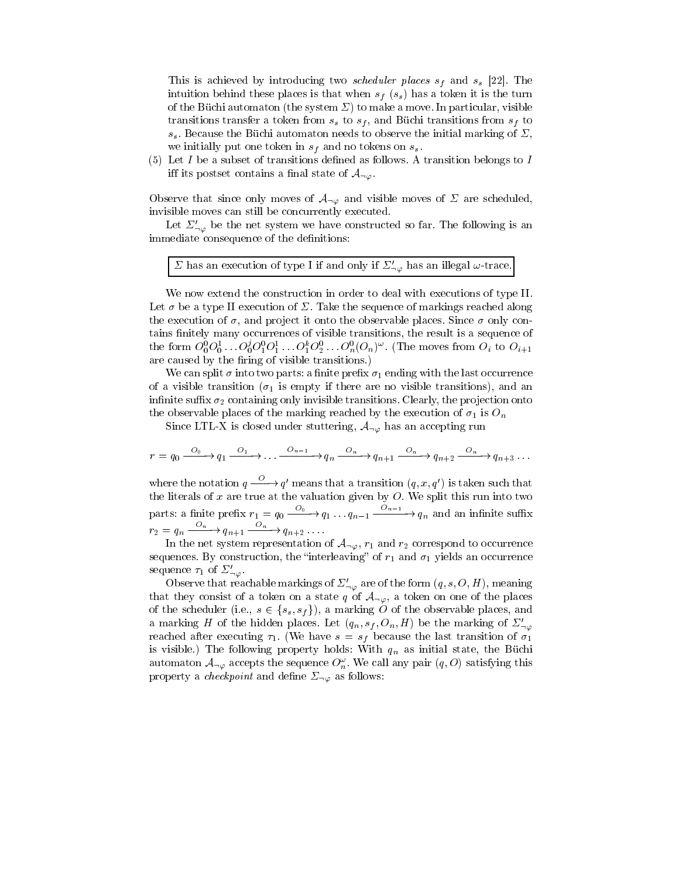This is achieved by introducing two *scheduler places* $s_f$ and $s_s$ [22]. The intuition behind these places is that when $s_f$ ($s_s$) has a token it is the turn of the Büchi automaton (the system $\Sigma$) to make a move. In particular, visible transitions transfer a token from $s_s$ to $s_f$, and Büchi transitions from $s_f$ to $s_s$. Because the Büchi automaton needs to observe the initial marking of $\Sigma$, we initially put one token in $s_f$ and no tokens on $s_s$.

(5) Let $I$ be a subset of transitions defined as follows. A transition belongs to $I$ iff its postset contains a final state of $\mathcal{A}_{\neg\varphi}$.

Observe that since only moves of $\mathcal{A}_{\neg\varphi}$ and visible moves of $\Sigma$ are scheduled, invisible moves can still be concurrently executed.

Let $\Sigma'_{\neg\varphi}$ be the net system we have constructed so far. The following is an immediate consequence of the definitions:

> $\Sigma$ has an execution of type I if and only if $\Sigma'_{\neg\varphi}$ has an illegal $\omega$-trace.

We now extend the construction in order to deal with executions of type II. Let $\sigma$ be a type II execution of $\Sigma$. Take the sequence of markings reached along the execution of $\sigma$, and project it onto the observable places. Since $\sigma$ only contains finitely many occurrences of visible transitions, the result is a sequence of the form $O_0^0 O_0^1 \ldots O_0^j O_1^0 O_1^1 \ldots O_1^k O_2^0 \ldots O_n^0 (O_n)^\omega$. (The moves from $O_i$ to $O_{i+1}$ are caused by the firing of visible transitions.)

We can split $\sigma$ into two parts: a finite prefix $\sigma_1$ ending with the last occurrence of a visible transition ($\sigma_1$ is empty if there are no visible transitions), and an infinite suffix $\sigma_2$ containing only invisible transitions. Clearly, the projection onto the observable places of the marking reached by the execution of $\sigma_1$ is $O_n$

Since LTL-X is closed under stuttering, $\mathcal{A}_{\neg\varphi}$ has an accepting run

$$r = q_0 \xrightarrow{O_0} q_1 \xrightarrow{O_1} \ldots \xrightarrow{O_{n-1}} q_n \xrightarrow{O_n} q_{n+1} \xrightarrow{O_n} q_{n+2} \xrightarrow{O_n} q_{n+3} \ldots$$

where the notation $q \xrightarrow{O} q'$ means that a transition $(q, x, q')$ is taken such that the literals of $x$ are true at the valuation given by $O$. We split this run into two parts: a finite prefix $r_1 = q_0 \xrightarrow{O_0} q_1 \ldots q_{n-1} \xrightarrow{O_{n-1}} q_n$ and an infinite suffix $r_2 = q_n \xrightarrow{O_n} q_{n+1} \xrightarrow{O_n} q_{n+2} \ldots$.

In the net system representation of $\mathcal{A}_{\neg\varphi}$, $r_1$ and $r_2$ correspond to occurrence sequences. By construction, the "interleaving" of $r_1$ and $\sigma_1$ yields an occurrence sequence $\tau_1$ of $\Sigma'_{\neg\varphi}$.

Observe that reachable markings of $\Sigma'_{\neg\varphi}$ are of the form $(q, s, O, H)$, meaning that they consist of a token on a state $q$ of $\mathcal{A}_{\neg\varphi}$, a token on one of the places of the scheduler (i.e., $s \in \{s_s, s_f\}$), a marking $O$ of the observable places, and a marking $H$ of the hidden places. Let $(q_n, s_f, O_n, H)$ be the marking of $\Sigma'_{\neg\varphi}$ reached after executing $\tau_1$. (We have $s = s_f$ because the last transition of $\sigma_1$ is visible.) The following property holds: With $q_n$ as initial state, the Büchi automaton $\mathcal{A}_{\neg\varphi}$ accepts the sequence $O_n^\omega$. We call any pair $(q, O)$ satisfying this property a *checkpoint* and define $\Sigma_{\neg\varphi}$ as follows: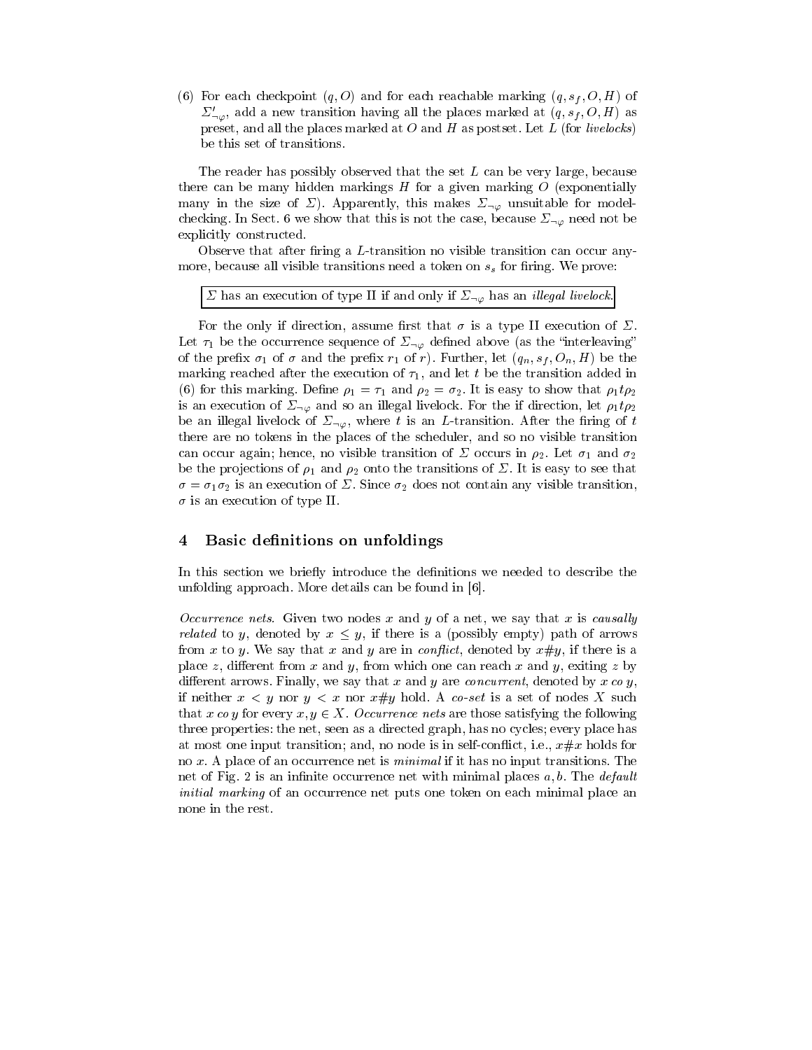(6) For each checkpoint $(q, O)$ and for each reachable marking $(q, s_f, O, H)$ of $\Sigma'_{\neg\varphi}$, add a new transition having all the places marked at $(q, s_f, O, H)$ as preset, and all the places marked at $O$ and $H$ as postset. Let $L$ (for *livelocks*) be this set of transitions.

The reader has possibly observed that the set $L$ can be very large, because there can be many hidden markings $H$ for a given marking $O$ (exponentially many in the size of $\Sigma$). Apparently, this makes $\Sigma_{\neg\varphi}$ unsuitable for model-checking. In Sect. 6 we show that this is not the case, because $\Sigma_{\neg\varphi}$ need not be explicitly constructed.

Observe that after firing a $L$-transition no visible transition can occur anymore, because all visible transitions need a token on $s_s$ for firing. We prove:

> $\Sigma$ has an execution of type II if and only if $\Sigma_{\neg\varphi}$ has an *illegal livelock*.

For the only if direction, assume first that $\sigma$ is a type II execution of $\Sigma$. Let $\tau_1$ be the occurrence sequence of $\Sigma_{\neg\varphi}$ defined above (as the "interleaving" of the prefix $\sigma_1$ of $\sigma$ and the prefix $r_1$ of $r$). Further, let $(q_n, s_f, O_n, H)$ be the marking reached after the execution of $\tau_1$, and let $t$ be the transition added in (6) for this marking. Define $\rho_1 = \tau_1$ and $\rho_2 = \sigma_2$. It is easy to show that $\rho_1 t \rho_2$ is an execution of $\Sigma_{\neg\varphi}$ and so an illegal livelock. For the if direction, let $\rho_1 t \rho_2$ be an illegal livelock of $\Sigma_{\neg\varphi}$, where $t$ is an $L$-transition. After the firing of $t$ there are no tokens in the places of the scheduler, and so no visible transition can occur again; hence, no visible transition of $\Sigma$ occurs in $\rho_2$. Let $\sigma_1$ and $\sigma_2$ be the projections of $\rho_1$ and $\rho_2$ onto the transitions of $\Sigma$. It is easy to see that $\sigma = \sigma_1 \sigma_2$ is an execution of $\Sigma$. Since $\sigma_2$ does not contain any visible transition, $\sigma$ is an execution of type II.

## 4 Basic definitions on unfoldings

In this section we briefly introduce the definitions we needed to describe the unfolding approach. More details can be found in [6].

*Occurrence nets.* Given two nodes $x$ and $y$ of a net, we say that $x$ is *causally related* to $y$, denoted by $x \leq y$, if there is a (possibly empty) path of arrows from $x$ to $y$. We say that $x$ and $y$ are in *conflict*, denoted by $x \# y$, if there is a place $z$, different from $x$ and $y$, from which one can reach $x$ and $y$, exiting $z$ by different arrows. Finally, we say that $x$ and $y$ are *concurrent*, denoted by $x \; co \; y$, if neither $x < y$ nor $y < x$ nor $x \# y$ hold. A *co-set* is a set of nodes $X$ such that $x \; co \; y$ for every $x, y \in X$. *Occurrence nets* are those satisfying the following three properties: the net, seen as a directed graph, has no cycles; every place has at most one input transition; and, no node is in self-conflict, i.e., $x \# x$ holds for no $x$. A place of an occurrence net is *minimal* if it has no input transitions. The net of Fig. 2 is an infinite occurrence net with minimal places $a, b$. The *default initial marking* of an occurrence net puts one token on each minimal place an none in the rest.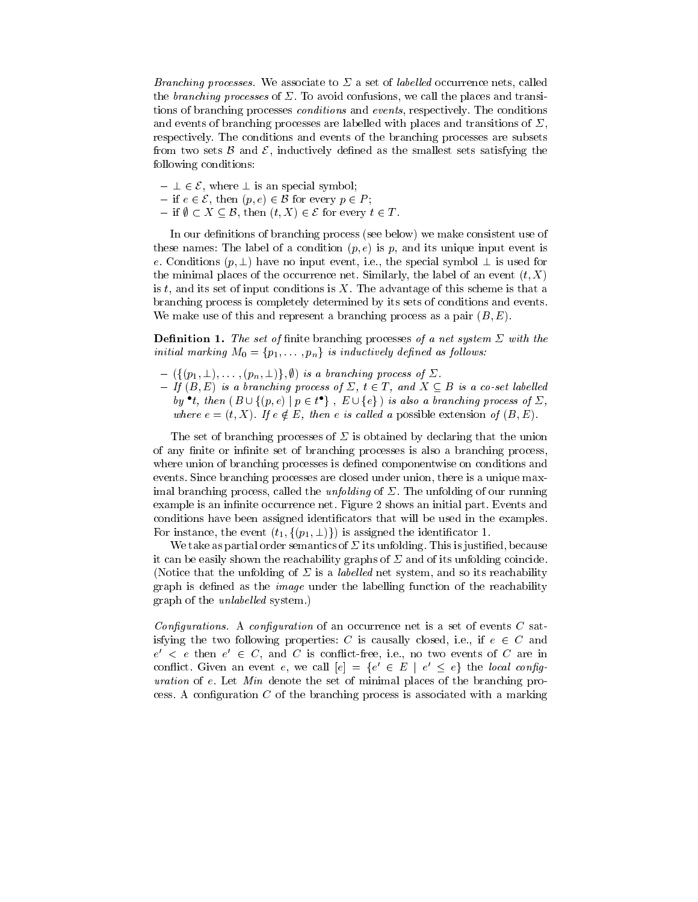*Branching processes.* We associate to $\Sigma$ a set of *labelled* occurrence nets, called the *branching processes* of $\Sigma$. To avoid confusions, we call the places and transitions of branching processes *conditions* and *events*, respectively. The conditions and events of branching processes are labelled with places and transitions of $\Sigma$, respectively. The conditions and events of the branching processes are subsets from two sets $\mathcal{B}$ and $\mathcal{E}$, inductively defined as the smallest sets satisfying the following conditions:

- $\bot \in \mathcal{E}$, where $\bot$ is an special symbol;
- if $e \in \mathcal{E}$, then $(p, e) \in \mathcal{B}$ for every $p \in P$;
- if $\emptyset \subset X \subseteq \mathcal{B}$, then $(t, X) \in \mathcal{E}$ for every $t \in T$.

In our definitions of branching process (see below) we make consistent use of these names: The label of a condition $(p, e)$ is $p$, and its unique input event is $e$. Conditions $(p, \bot)$ have no input event, i.e., the special symbol $\bot$ is used for the minimal places of the occurrence net. Similarly, the label of an event $(t, X)$ is $t$, and its set of input conditions is $X$. The advantage of this scheme is that a branching process is completely determined by its sets of conditions and events. We make use of this and represent a branching process as a pair $(B, E)$.

**Definition 1.** *The set of* finite branching processes *of a net system $\Sigma$ with the initial marking $M_0 = \{p_1, \ldots, p_n\}$ is inductively defined as follows:*

- *$(\{(p_1, \bot), \ldots, (p_n, \bot)\}, \emptyset)$ is a branching process of $\Sigma$.*
- *If $(B, E)$ is a branching process of $\Sigma$, $t \in T$, and $X \subseteq B$ is a co-set labelled by ${}^\bullet t$, then $(\, B \cup \{(p, e) \mid p \in t^\bullet\}\ ,\ E \cup \{e\}\,)$ is also a branching process of $\Sigma$, where $e = (t, X)$. If $e \notin E$, then $e$ is called a* possible extension *of $(B, E)$.*

The set of branching processes of $\Sigma$ is obtained by declaring that the union of any finite or infinite set of branching processes is also a branching process, where union of branching processes is defined componentwise on conditions and events. Since branching processes are closed under union, there is a unique maximal branching process, called the *unfolding* of $\Sigma$. The unfolding of our running example is an infinite occurrence net. Figure 2 shows an initial part. Events and conditions have been assigned identificators that will be used in the examples. For instance, the event $(t_1, \{(p_1, \bot)\})$ is assigned the identificator 1.

We take as partial order semantics of $\Sigma$ its unfolding. This is justified, because it can be easily shown the reachability graphs of $\Sigma$ and of its unfolding coincide. (Notice that the unfolding of $\Sigma$ is a *labelled* net system, and so its reachability graph is defined as the *image* under the labelling function of the reachability graph of the *unlabelled* system.)

*Configurations.* A *configuration* of an occurrence net is a set of events $C$ satisfying the two following properties: $C$ is causally closed, i.e., if $e \in C$ and $e' < e$ then $e' \in C$, and $C$ is conflict-free, i.e., no two events of $C$ are in conflict. Given an event $e$, we call $[e] = \{e' \in E \mid e' \leq e\}$ the *local configuration* of $e$. Let *Min* denote the set of minimal places of the branching process. A configuration $C$ of the branching process is associated with a marking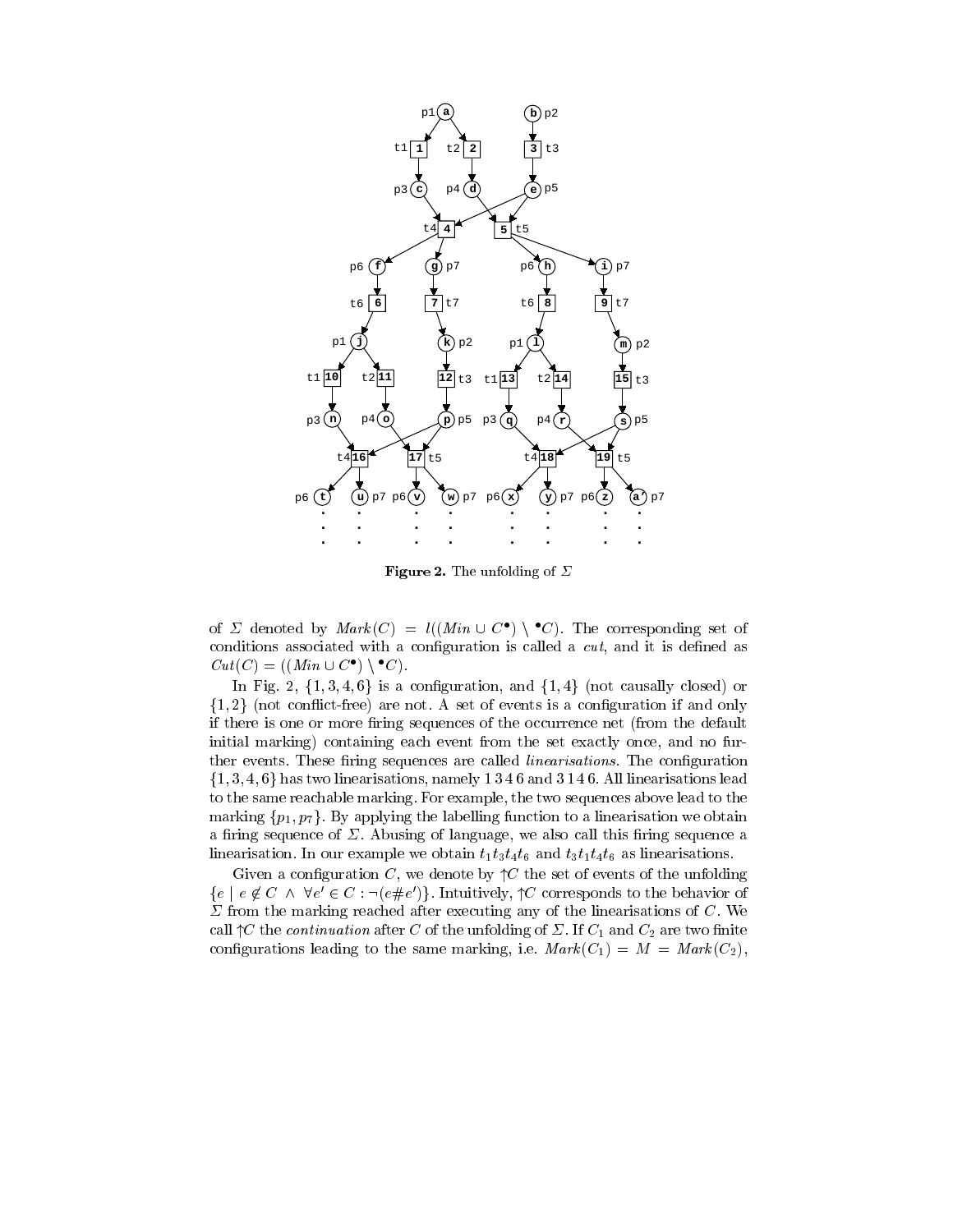**Figure 2.** The unfolding of $\Sigma$

of $\Sigma$ denoted by $Mark(C) = l((Min \cup C^\bullet) \setminus {}^\bullet C)$. The corresponding set of conditions associated with a configuration is called a *cut*, and it is defined as $Cut(C) = ((Min \cup C^\bullet) \setminus {}^\bullet C)$.

In Fig. 2, $\{1, 3, 4, 6\}$ is a configuration, and $\{1, 4\}$ (not causally closed) or $\{1, 2\}$ (not conflict-free) are not. A set of events is a configuration if and only if there is one or more firing sequences of the occurrence net (from the default initial marking) containing each event from the set exactly once, and no further events. These firing sequences are called *linearisations*. The configuration $\{1, 3, 4, 6\}$ has two linearisations, namely 1 3 4 6 and 3 1 4 6. All linearisations lead to the same reachable marking. For example, the two sequences above lead to the marking $\{p_1, p_7\}$. By applying the labelling function to a linearisation we obtain a firing sequence of $\Sigma$. Abusing of language, we also call this firing sequence a linearisation. In our example we obtain $t_1 t_3 t_4 t_6$ and $t_3 t_1 t_4 t_6$ as linearisations.

Given a configuration $C$, we denote by $\Uparrow C$ the set of events of the unfolding $\{e \mid e \notin C \ \wedge \ \forall e' \in C : \neg(e \# e')\}$. Intuitively, $\Uparrow C$ corresponds to the behavior of $\Sigma$ from the marking reached after executing any of the linearisations of $C$. We call $\Uparrow C$ the *continuation* after $C$ of the unfolding of $\Sigma$. If $C_1$ and $C_2$ are two finite configurations leading to the same marking, i.e. $Mark(C_1) = M = Mark(C_2)$,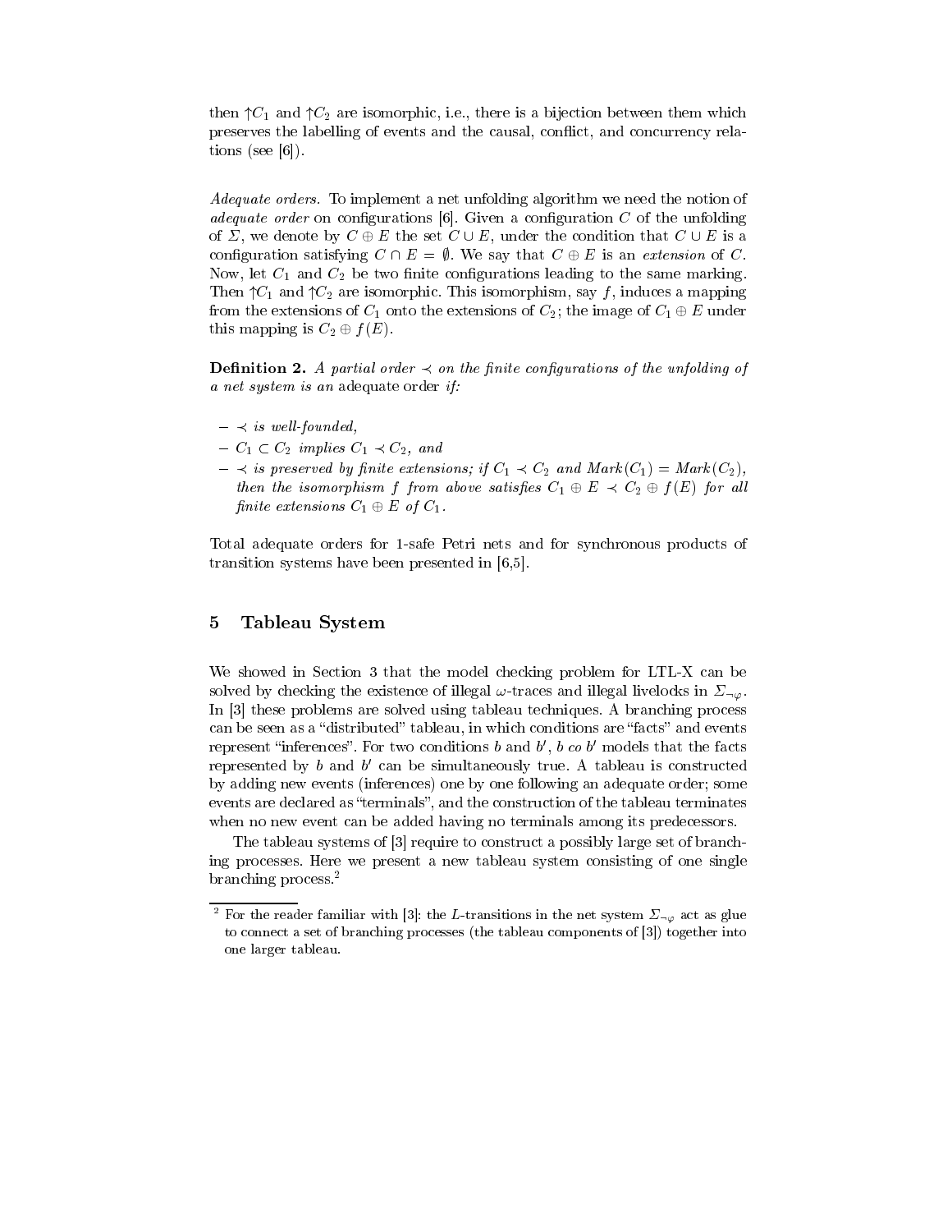then $\Uparrow C_1$ and $\Uparrow C_2$ are isomorphic, i.e., there is a bijection between them which preserves the labelling of events and the causal, conflict, and concurrency relations (see [6]).

*Adequate orders.* To implement a net unfolding algorithm we need the notion of *adequate order* on configurations [6]. Given a configuration $C$ of the unfolding of $\Sigma$, we denote by $C \oplus E$ the set $C \cup E$, under the condition that $C \cup E$ is a configuration satisfying $C \cap E = \emptyset$. We say that $C \oplus E$ is an *extension* of $C$. Now, let $C_1$ and $C_2$ be two finite configurations leading to the same marking. Then $\Uparrow C_1$ and $\Uparrow C_2$ are isomorphic. This isomorphism, say $f$, induces a mapping from the extensions of $C_1$ onto the extensions of $C_2$; the image of $C_1 \oplus E$ under this mapping is $C_2 \oplus f(E)$.

**Definition 2.** *A partial order $\prec$ on the finite configurations of the unfolding of a net system is an* adequate order *if:*

- *$\prec$ is well-founded,*
- *$C_1 \subset C_2$ implies $C_1 \prec C_2$, and*
- *$\prec$ is preserved by finite extensions; if $C_1 \prec C_2$ and $Mark(C_1) = Mark(C_2)$, then the isomorphism $f$ from above satisfies $C_1 \oplus E \prec C_2 \oplus f(E)$ for all finite extensions $C_1 \oplus E$ of $C_1$.*

Total adequate orders for 1-safe Petri nets and for synchronous products of transition systems have been presented in [6,5].

## 5 Tableau System

We showed in Section 3 that the model checking problem for LTL-X can be solved by checking the existence of illegal $\omega$-traces and illegal livelocks in $\Sigma_{\neg\varphi}$. In [3] these problems are solved using tableau techniques. A branching process can be seen as a "distributed" tableau, in which conditions are "facts" and events represent "inferences". For two conditions $b$ and $b'$, $b$ *co* $b'$ models that the facts represented by $b$ and $b'$ can be simultaneously true. A tableau is constructed by adding new events (inferences) one by one following an adequate order; some events are declared as "terminals", and the construction of the tableau terminates when no new event can be added having no terminals among its predecessors.

The tableau systems of [3] require to construct a possibly large set of branching processes. Here we present a new tableau system consisting of one single branching process.[2]

[2] For the reader familiar with [3]: the $L$-transitions in the net system $\Sigma_{\neg\varphi}$ act as glue to connect a set of branching processes (the tableau components of [3]) together into one larger tableau.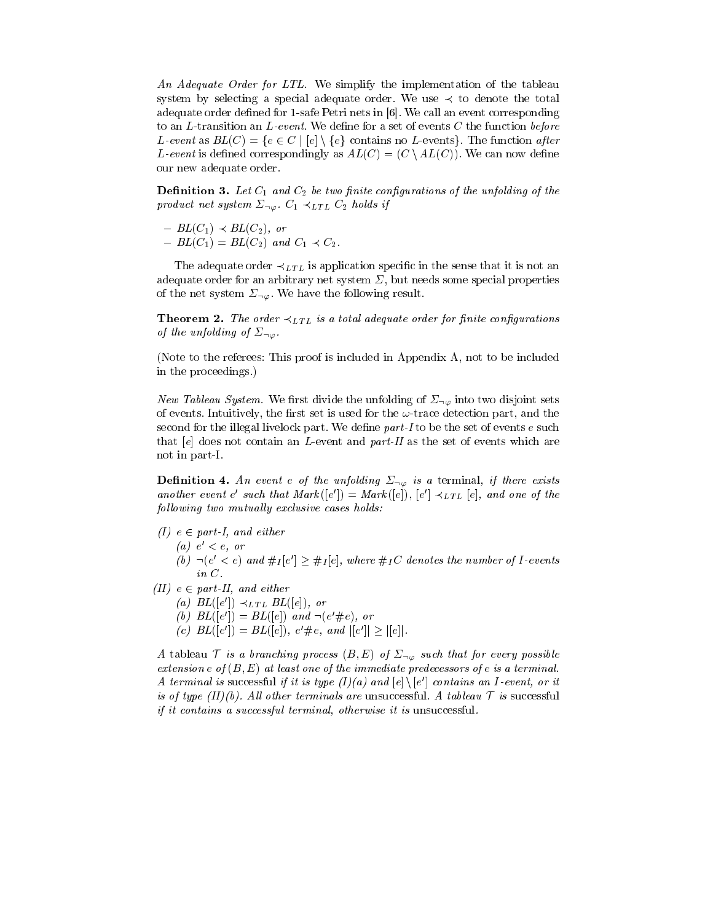*An Adequate Order for LTL.* We simplify the implementation of the tableau system by selecting a special adequate order. We use $\prec$ to denote the total adequate order defined for 1-safe Petri nets in [6]. We call an event corresponding to an $L$-transition an *$L$-event*. We define for a set of events $C$ the function *before $L$-event* as $BL(C) = \{e \in C \mid [e] \setminus \{e\}$ contains no $L$-events$\}$. The function *after $L$-event* is defined correspondingly as $AL(C) = (C \setminus AL(C))$. We can now define our new adequate order.

**Definition 3.** *Let $C_1$ and $C_2$ be two finite configurations of the unfolding of the product net system $\Sigma_{\neg\varphi}$. $C_1 \prec_{LTL} C_2$ holds if*

- *$BL(C_1) \prec BL(C_2)$, or*
- *$BL(C_1) = BL(C_2)$ and $C_1 \prec C_2$.*

The adequate order $\prec_{LTL}$ is application specific in the sense that it is not an adequate order for an arbitrary net system $\Sigma$, but needs some special properties of the net system $\Sigma_{\neg\varphi}$. We have the following result.

**Theorem 2.** *The order $\prec_{LTL}$ is a total adequate order for finite configurations of the unfolding of $\Sigma_{\neg\varphi}$.*

(Note to the referees: This proof is included in Appendix A, not to be included in the proceedings.)

*New Tableau System.* We first divide the unfolding of $\Sigma_{\neg\varphi}$ into two disjoint sets of events. Intuitively, the first set is used for the $\omega$-trace detection part, and the second for the illegal livelock part. We define *part-I* to be the set of events $e$ such that $[e]$ does not contain an $L$-event and *part-II* as the set of events which are not in part-I.

**Definition 4.** *An event $e$ of the unfolding $\Sigma_{\neg\varphi}$ is a* terminal, *if there exists another event $e'$ such that $Mark([e']) = Mark([e])$, $[e'] \prec_{LTL} [e]$, and one of the following two mutually exclusive cases holds:*

*(I) $e \in$ part-I, and either*
   *(a) $e' < e$, or*
   *(b) $\neg(e' < e)$ and $\#_I[e'] \geq \#_I[e]$, where $\#_I C$ denotes the number of $I$-events in $C$.*

*(II) $e \in$ part-II, and either*
   *(a) $BL([e']) \prec_{LTL} BL([e])$, or*
   *(b) $BL([e']) = BL([e])$ and $\neg(e' \# e)$, or*
   *(c) $BL([e']) = BL([e])$, $e' \# e$, and $|[e']| \geq |[e]|$.*

*A tableau $\mathcal{T}$ is a branching process $(B, E)$ of $\Sigma_{\neg\varphi}$ such that for every possible extension $e$ of $(B, E)$ at least one of the immediate predecessors of $e$ is a terminal. A terminal is* successful *if it is type (I)(a) and $[e] \setminus [e']$ contains an $I$-event, or it is of type (II)(b). All other terminals are* unsuccessful. *A tableau $\mathcal{T}$ is* successful *if it contains a successful terminal, otherwise it is* unsuccessful.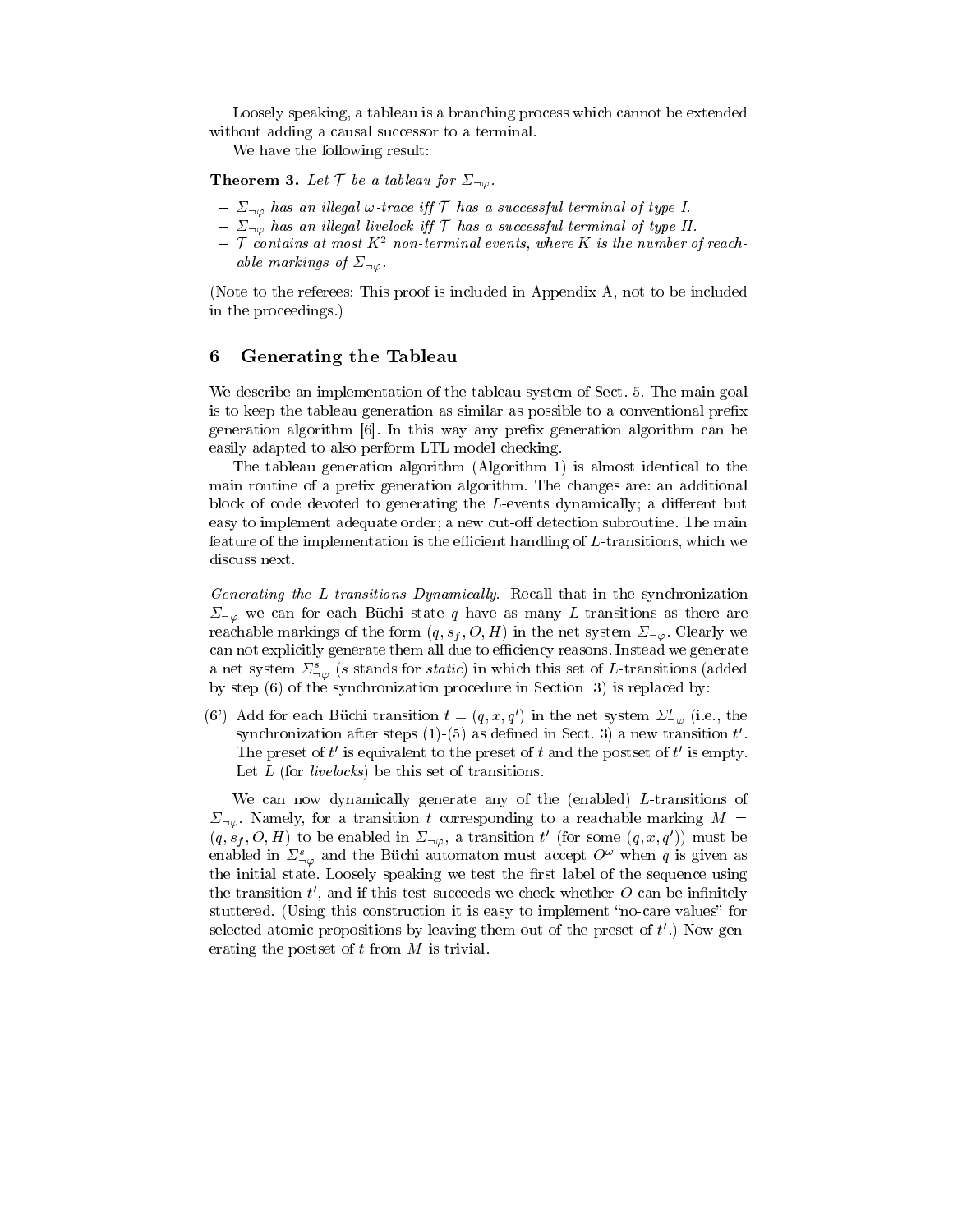Loosely speaking, a tableau is a branching process which cannot be extended without adding a causal successor to a terminal.

We have the following result:

**Theorem 3.** *Let $\mathcal{T}$ be a tableau for $\Sigma_{\neg\varphi}$.*

- *$\Sigma_{\neg\varphi}$ has an illegal $\omega$-trace iff $\mathcal{T}$ has a successful terminal of type I.*
- *$\Sigma_{\neg\varphi}$ has an illegal livelock iff $\mathcal{T}$ has a successful terminal of type II.*
- *$\mathcal{T}$ contains at most $K^2$ non-terminal events, where $K$ is the number of reachable markings of $\Sigma_{\neg\varphi}$.*

(Note to the referees: This proof is included in Appendix A, not to be included in the proceedings.)

## 6 Generating the Tableau

We describe an implementation of the tableau system of Sect. 5. The main goal is to keep the tableau generation as similar as possible to a conventional prefix generation algorithm [6]. In this way any prefix generation algorithm can be easily adapted to also perform LTL model checking.

The tableau generation algorithm (Algorithm 1) is almost identical to the main routine of a prefix generation algorithm. The changes are: an additional block of code devoted to generating the $L$-events dynamically; a different but easy to implement adequate order; a new cut-off detection subroutine. The main feature of the implementation is the efficient handling of $L$-transitions, which we discuss next.

*Generating the $L$-transitions Dynamically.* Recall that in the synchronization $\Sigma_{\neg\varphi}$ we can for each Büchi state $q$ have as many $L$-transitions as there are reachable markings of the form $(q, s_f, O, H)$ in the net system $\Sigma_{\neg\varphi}$. Clearly we can not explicitly generate them all due to efficiency reasons. Instead we generate a net system $\Sigma^s_{\neg\varphi}$ ($s$ stands for *static*) in which this set of $L$-transitions (added by step (6) of the synchronization procedure in Section 3) is replaced by:

(6') Add for each Büchi transition $t = (q, x, q')$ in the net system $\Sigma'_{\neg\varphi}$ (i.e., the synchronization after steps (1)-(5) as defined in Sect. 3) a new transition $t'$. The preset of $t'$ is equivalent to the preset of $t$ and the postset of $t'$ is empty. Let $L$ (for *livelocks*) be this set of transitions.

We can now dynamically generate any of the (enabled) $L$-transitions of $\Sigma_{\neg\varphi}$. Namely, for a transition $t$ corresponding to a reachable marking $M = (q, s_f, O, H)$ to be enabled in $\Sigma_{\neg\varphi}$, a transition $t'$ (for some $(q, x, q')$) must be enabled in $\Sigma^s_{\neg\varphi}$ and the Büchi automaton must accept $O^\omega$ when $q$ is given as the initial state. Loosely speaking we test the first label of the sequence using the transition $t'$, and if this test succeeds we check whether $O$ can be infinitely stuttered. (Using this construction it is easy to implement "no-care values" for selected atomic propositions by leaving them out of the preset of $t'$.) Now generating the postset of $t$ from $M$ is trivial.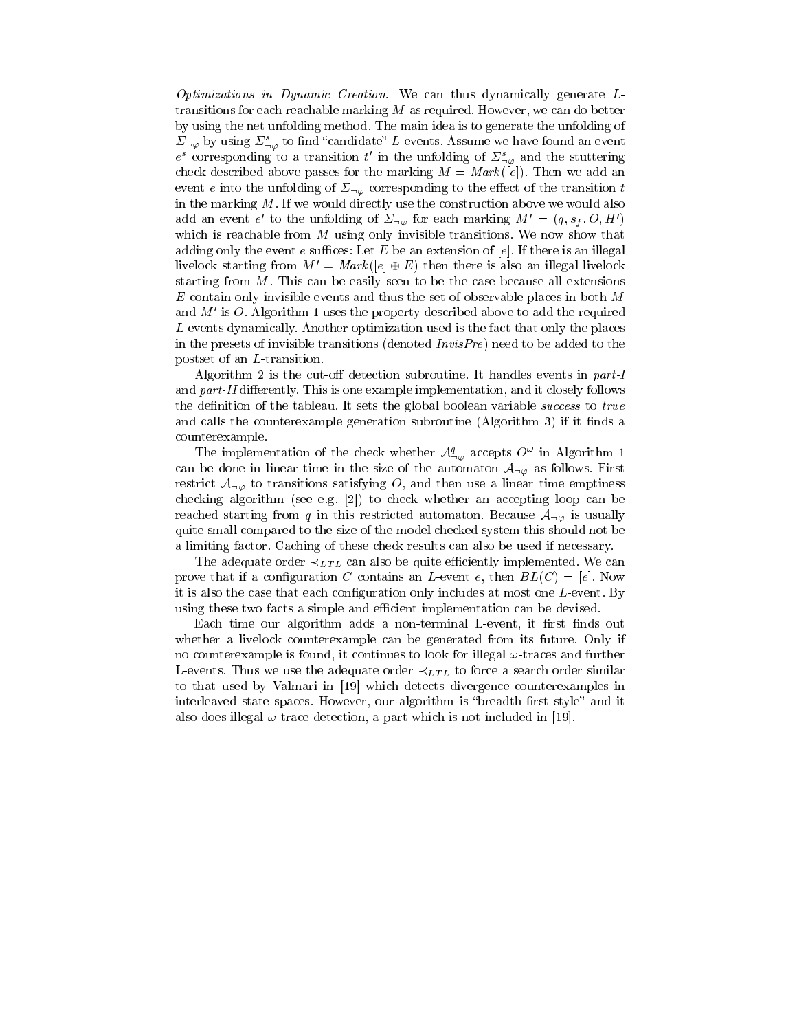*Optimizations in Dynamic Creation.* We can thus dynamically generate $L$-transitions for each reachable marking $M$ as required. However, we can do better by using the net unfolding method. The main idea is to generate the unfolding of $\Sigma_{\neg\varphi}$ by using $\Sigma^s_{\neg\varphi}$ to find "candidate" $L$-events. Assume we have found an event $e^s$ corresponding to a transition $t'$ in the unfolding of $\Sigma^s_{\neg\varphi}$ and the stuttering check described above passes for the marking $M = Mark([e])$. Then we add an event $e$ into the unfolding of $\Sigma_{\neg\varphi}$ corresponding to the effect of the transition $t$ in the marking $M$. If we would directly use the construction above we would also add an event $e'$ to the unfolding of $\Sigma_{\neg\varphi}$ for each marking $M' = (q, s_f, O, H')$ which is reachable from $M$ using only invisible transitions. We now show that adding only the event $e$ suffices: Let $E$ be an extension of $[e]$. If there is an illegal livelock starting from $M' = Mark([e] \oplus E)$ then there is also an illegal livelock starting from $M$. This can be easily seen to be the case because all extensions $E$ contain only invisible events and thus the set of observable places in both $M$ and $M'$ is $O$. Algorithm 1 uses the property described above to add the required $L$-events dynamically. Another optimization used is the fact that only the places in the presets of invisible transitions (denoted *InvisPre*) need to be added to the postset of an $L$-transition.

Algorithm 2 is the cut-off detection subroutine. It handles events in *part-I* and *part-II* differently. This is one example implementation, and it closely follows the definition of the tableau. It sets the global boolean variable *success* to *true* and calls the counterexample generation subroutine (Algorithm 3) if it finds a counterexample.

The implementation of the check whether $\mathcal{A}^q_{\neg\varphi}$ accepts $O^\omega$ in Algorithm 1 can be done in linear time in the size of the automaton $\mathcal{A}_{\neg\varphi}$ as follows. First restrict $\mathcal{A}_{\neg\varphi}$ to transitions satisfying $O$, and then use a linear time emptiness checking algorithm (see e.g. [2]) to check whether an accepting loop can be reached starting from $q$ in this restricted automaton. Because $\mathcal{A}_{\neg\varphi}$ is usually quite small compared to the size of the model checked system this should not be a limiting factor. Caching of these check results can also be used if necessary.

The adequate order $\prec_{LTL}$ can also be quite efficiently implemented. We can prove that if a configuration $C$ contains an $L$-event $e$, then $BL(C) = [e]$. Now it is also the case that each configuration only includes at most one $L$-event. By using these two facts a simple and efficient implementation can be devised.

Each time our algorithm adds a non-terminal L-event, it first finds out whether a livelock counterexample can be generated from its future. Only if no counterexample is found, it continues to look for illegal $\omega$-traces and further L-events. Thus we use the adequate order $\prec_{LTL}$ to force a search order similar to that used by Valmari in [19] which detects divergence counterexamples in interleaved state spaces. However, our algorithm is "breadth-first style" and it also does illegal $\omega$-trace detection, a part which is not included in [19].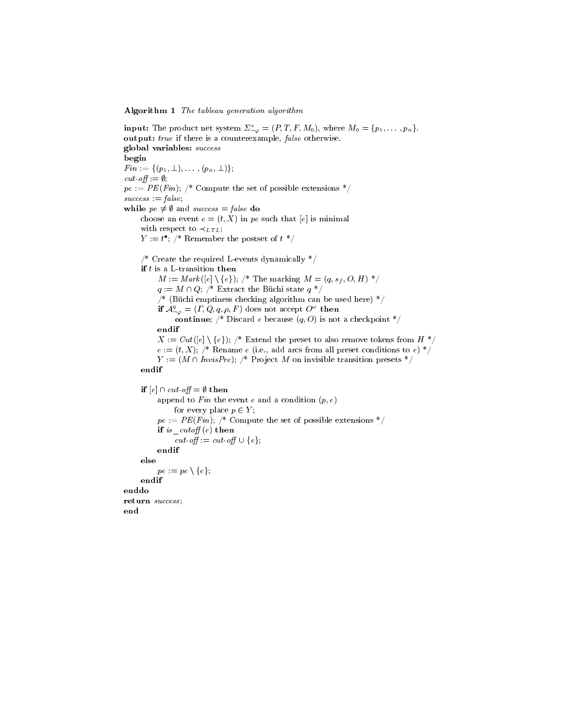**Algorithm 1** *The tableau generation algorithm*

**input:** The product net system $\Sigma^s_{\neg\varphi} = (P, T, F, M_0)$, where $M_0 = \{p_1, \ldots, p_n\}$.
**output:** *true* if there is a counterexample, *false* otherwise.
**global variables:** *success*
**begin**
$Fin := \{(p_1, \bot), \ldots, (p_n, \bot)\}$;
$cut\text{-}off := \emptyset$;
$pe := PE(Fin)$; /* Compute the set of possible extensions */
$success := false$;
**while** $pe \neq \emptyset$ and $success = false$ **do**
&nbsp;&nbsp;&nbsp;&nbsp;choose an event $e = (t, X)$ in $pe$ such that $[e]$ is minimal
&nbsp;&nbsp;&nbsp;&nbsp;with respect to $\prec_{LTL}$;
&nbsp;&nbsp;&nbsp;&nbsp;$Y := t^\bullet$; /* Remember the postset of $t$ */

&nbsp;&nbsp;&nbsp;&nbsp;/* Create the required L-events dynamically */
&nbsp;&nbsp;&nbsp;&nbsp;**if** $t$ is a L-transition **then**
&nbsp;&nbsp;&nbsp;&nbsp;&nbsp;&nbsp;&nbsp;&nbsp;$M := Mark([e] \setminus \{e\})$; /* The marking $M = (q, s_f, O, H)$ */
&nbsp;&nbsp;&nbsp;&nbsp;&nbsp;&nbsp;&nbsp;&nbsp;$q := M \cap Q$; /* Extract the Büchi state $q$ */
&nbsp;&nbsp;&nbsp;&nbsp;&nbsp;&nbsp;&nbsp;&nbsp;/* (Büchi emptiness checking algorithm can be used here) */
&nbsp;&nbsp;&nbsp;&nbsp;&nbsp;&nbsp;&nbsp;&nbsp;**if** $\mathcal{A}^q_{\neg\varphi} = (\Gamma, Q, q, \rho, F)$ does not accept $O^\omega$ **then**
&nbsp;&nbsp;&nbsp;&nbsp;&nbsp;&nbsp;&nbsp;&nbsp;&nbsp;&nbsp;&nbsp;&nbsp;**continue**; /* Discard $e$ because $(q, O)$ is not a checkpoint */
&nbsp;&nbsp;&nbsp;&nbsp;&nbsp;&nbsp;&nbsp;&nbsp;**endif**
&nbsp;&nbsp;&nbsp;&nbsp;&nbsp;&nbsp;&nbsp;&nbsp;$X := Cut([e] \setminus \{e\})$; /* Extend the preset to also remove tokens from $H$ */
&nbsp;&nbsp;&nbsp;&nbsp;&nbsp;&nbsp;&nbsp;&nbsp;$e := (t, X)$; /* Rename $e$ (i.e., add arcs from all preset conditions to $e$) */
&nbsp;&nbsp;&nbsp;&nbsp;&nbsp;&nbsp;&nbsp;&nbsp;$Y := (M \cap InvisPre)$; /* Project $M$ on invisible transition presets */
&nbsp;&nbsp;&nbsp;&nbsp;**endif**

&nbsp;&nbsp;&nbsp;&nbsp;**if** $[e] \cap cut\text{-}off = \emptyset$ **then**
&nbsp;&nbsp;&nbsp;&nbsp;&nbsp;&nbsp;&nbsp;&nbsp;append to $Fin$ the event $e$ and a condition $(p, e)$
&nbsp;&nbsp;&nbsp;&nbsp;&nbsp;&nbsp;&nbsp;&nbsp;&nbsp;&nbsp;&nbsp;&nbsp;for every place $p \in Y$;
&nbsp;&nbsp;&nbsp;&nbsp;&nbsp;&nbsp;&nbsp;&nbsp;$pe := PE(Fin)$; /* Compute the set of possible extensions */
&nbsp;&nbsp;&nbsp;&nbsp;&nbsp;&nbsp;&nbsp;&nbsp;**if** $is\_cutoff(e)$ **then**
&nbsp;&nbsp;&nbsp;&nbsp;&nbsp;&nbsp;&nbsp;&nbsp;&nbsp;&nbsp;&nbsp;&nbsp;$cut\text{-}off := cut\text{-}off \cup \{e\}$;
&nbsp;&nbsp;&nbsp;&nbsp;&nbsp;&nbsp;&nbsp;&nbsp;**endif**
&nbsp;&nbsp;&nbsp;&nbsp;**else**
&nbsp;&nbsp;&nbsp;&nbsp;&nbsp;&nbsp;&nbsp;&nbsp;$pe := pe \setminus \{e\}$;
&nbsp;&nbsp;&nbsp;&nbsp;**endif**
**enddo**
**return** *success*;
**end**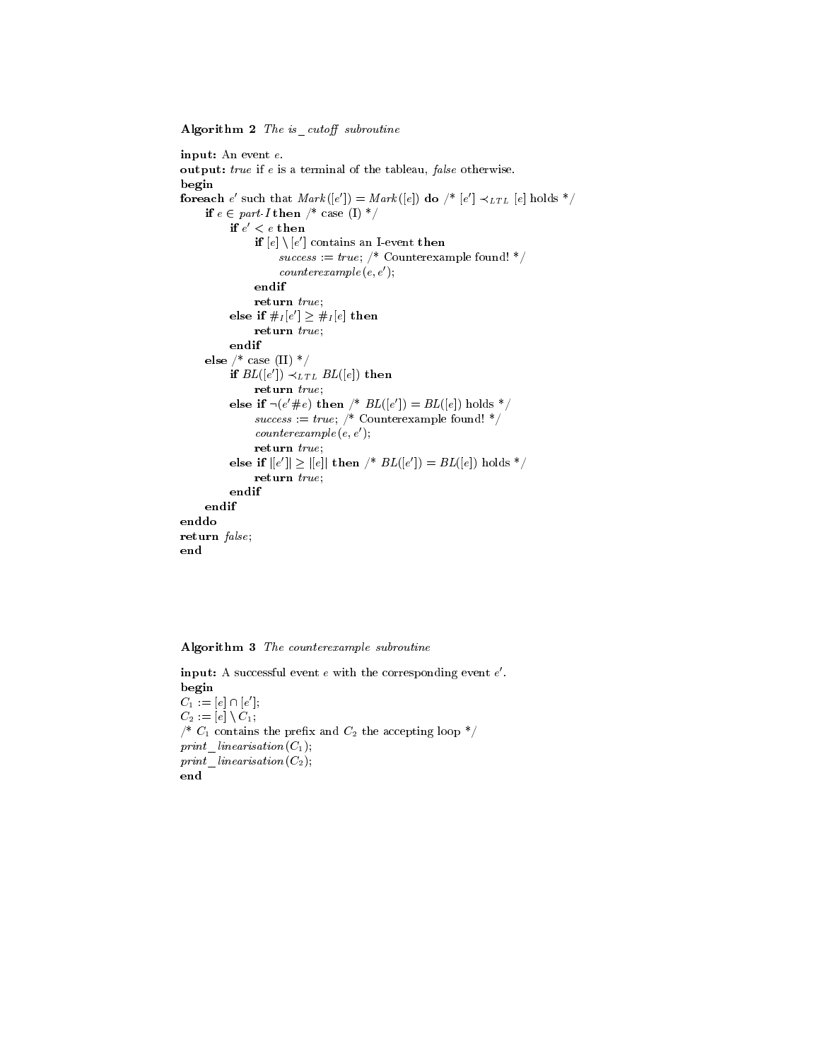**Algorithm 2** *The is_cutoff subroutine*

```
input: An event e.
output: true if e is a terminal of the tableau, false otherwise.
begin
foreach e' such that Mark([e']) = Mark([e]) do /* [e'] ≺_LTL [e] holds */
    if e ∈ part-I then /* case (I) */
        if e' < e then
            if [e] \ [e'] contains an I-event then
                success := true; /* Counterexample found! */
                counterexample(e, e');
            endif
            return true;
        else if #_I[e'] ≥ #_I[e] then
            return true;
        endif
    else /* case (II) */
        if BL([e']) ≺_LTL BL([e]) then
            return true;
        else if ¬(e'#e) then /* BL([e']) = BL([e]) holds */
            success := true; /* Counterexample found! */
            counterexample(e, e');
            return true;
        else if |[e']| ≥ |[e]| then /* BL([e']) = BL([e]) holds */
            return true;
        endif
    endif
enddo
return false;
end
```

**Algorithm 3** *The counterexample subroutine*

```
input: A successful event e with the corresponding event e'.
begin
C_1 := [e] ∩ [e'];
C_2 := [e] \ C_1;
/* C_1 contains the prefix and C_2 the accepting loop */
print_linearisation(C_1);
print_linearisation(C_2);
end
```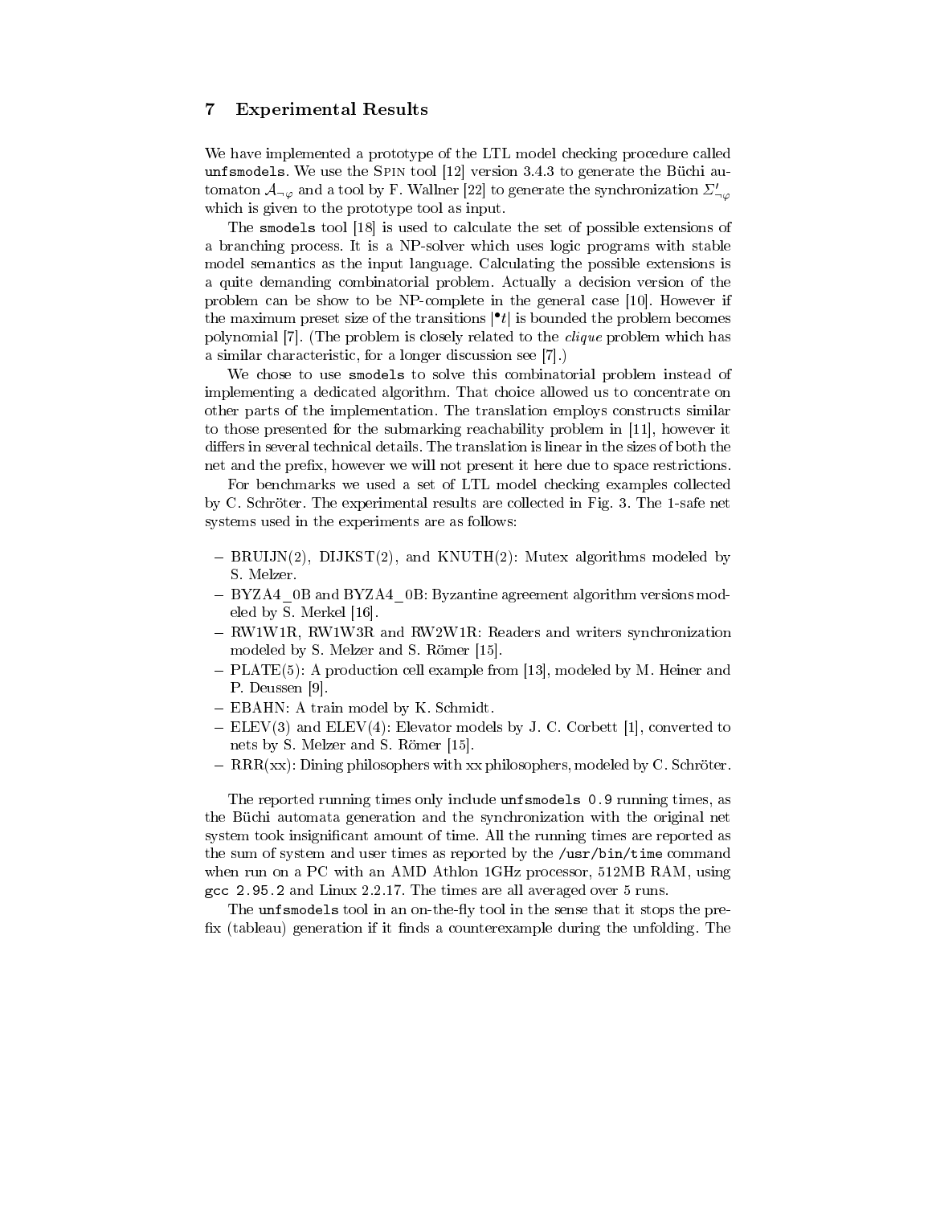## 7 Experimental Results

We have implemented a prototype of the LTL model checking procedure called `unfsmodels`. We use the Spin tool [12] version 3.4.3 to generate the Büchi automaton $\mathcal{A}_{\neg\varphi}$ and a tool by F. Wallner [22] to generate the synchronization $\Sigma'_{\neg\varphi}$ which is given to the prototype tool as input.

The `smodels` tool [18] is used to calculate the set of possible extensions of a branching process. It is a NP-solver which uses logic programs with stable model semantics as the input language. Calculating the possible extensions is a quite demanding combinatorial problem. Actually a decision version of the problem can be show to be NP-complete in the general case [10]. However if the maximum preset size of the transitions $|^{\bullet}t|$ is bounded the problem becomes polynomial [7]. (The problem is closely related to the *clique* problem which has a similar characteristic, for a longer discussion see [7].)

We chose to use `smodels` to solve this combinatorial problem instead of implementing a dedicated algorithm. That choice allowed us to concentrate on other parts of the implementation. The translation employs constructs similar to those presented for the submarking reachability problem in [11], however it differs in several technical details. The translation is linear in the sizes of both the net and the prefix, however we will not present it here due to space restrictions.

For benchmarks we used a set of LTL model checking examples collected by C. Schröter. The experimental results are collected in Fig. 3. The 1-safe net systems used in the experiments are as follows:

- BRUIJN(2), DIJKST(2), and KNUTH(2): Mutex algorithms modeled by S. Melzer.
- BYZA4_0B and BYZA4_0B: Byzantine agreement algorithm versions modeled by S. Merkel [16].
- RW1W1R, RW1W3R and RW2W1R: Readers and writers synchronization modeled by S. Melzer and S. Römer [15].
- PLATE(5): A production cell example from [13], modeled by M. Heiner and P. Deussen [9].
- EBAHN: A train model by K. Schmidt.
- ELEV(3) and ELEV(4): Elevator models by J. C. Corbett [1], converted to nets by S. Melzer and S. Römer [15].
- RRR(xx): Dining philosophers with xx philosophers, modeled by C. Schröter.

The reported running times only include `unfsmodels 0.9` running times, as the Büchi automata generation and the synchronization with the original net system took insignificant amount of time. All the running times are reported as the sum of system and user times as reported by the `/usr/bin/time` command when run on a PC with an AMD Athlon 1GHz processor, 512MB RAM, using `gcc 2.95.2` and Linux 2.2.17. The times are all averaged over 5 runs.

The `unfsmodels` tool in an on-the-fly tool in the sense that it stops the prefix (tableau) generation if it finds a counterexample during the unfolding. The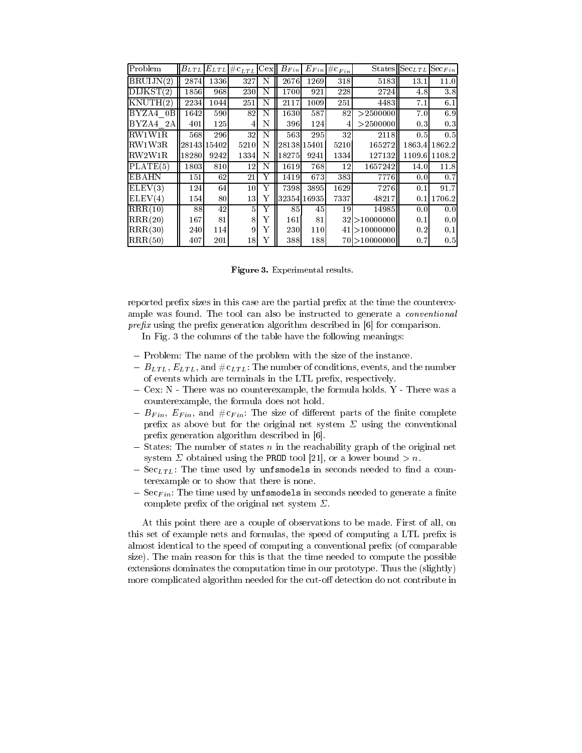| Problem | $B_{LTL}$ | $E_{LTL}$ | $\#c_{LTL}$ | Cex | $B_{Fin}$ | $E_{Fin}$ | $\#c_{Fin}$ | States | $\mathrm{Sec}_{LTL}$ | $\mathrm{Sec}_{Fin}$ |
|---|---|---|---|---|---|---|---|---|---|---|
| BRUIJN(2) | 2874 | 1336 | 327 | N | 2676 | 1269 | 318 | 5183 | 13.1 | 11.0 |
| DIJKST(2) | 1856 | 968 | 230 | N | 1700 | 921 | 228 | 2724 | 4.8 | 3.8 |
| KNUTH(2) | 2234 | 1044 | 251 | N | 2117 | 1009 | 251 | 4483 | 7.1 | 6.1 |
| BYZA4_0B | 1642 | 590 | 82 | N | 1630 | 587 | 82 | >2500000 | 7.0 | 6.9 |
| BYZA4_2A | 401 | 125 | 4 | N | 396 | 124 | 4 | >2500000 | 0.3 | 0.3 |
| RW1W1R | 568 | 296 | 32 | N | 563 | 295 | 32 | 2118 | 0.5 | 0.5 |
| RW1W3R | 28143 | 15402 | 5210 | N | 28138 | 15401 | 5210 | 165272 | 1863.4 | 1862.2 |
| RW2W1R | 18280 | 9242 | 1334 | N | 18275 | 9241 | 1334 | 127132 | 1109.6 | 1108.2 |
| PLATE(5) | 1803 | 810 | 12 | N | 1619 | 768 | 12 | 1657242 | 14.0 | 11.8 |
| EBAHN | 151 | 62 | 21 | Y | 1419 | 673 | 383 | 7776 | 0.0 | 0.7 |
| ELEV(3) | 124 | 64 | 10 | Y | 7398 | 3895 | 1629 | 7276 | 0.1 | 91.7 |
| ELEV(4) | 154 | 80 | 13 | Y | 32354 | 16935 | 7337 | 48217 | 0.1 | 1706.2 |
| RRR(10) | 88 | 42 | 5 | Y | 85 | 45 | 19 | 14985 | 0.0 | 0.0 |
| RRR(20) | 167 | 81 | 8 | Y | 161 | 81 | 32 | >10000000 | 0.1 | 0.0 |
| RRR(30) | 240 | 114 | 9 | Y | 230 | 110 | 41 | >10000000 | 0.2 | 0.1 |
| RRR(50) | 407 | 201 | 18 | Y | 388 | 188 | 70 | >10000000 | 0.7 | 0.5 |

**Figure 3.** Experimental results.

reported prefix sizes in this case are the partial prefix at the time the counterexample was found. The tool can also be instructed to generate a *conventional prefix* using the prefix generation algorithm described in [6] for comparison.

In Fig. 3 the columns of the table have the following meanings:

- Problem: The name of the problem with the size of the instance.
- $B_{LTL}$, $E_{LTL}$, and $\#c_{LTL}$: The number of conditions, events, and the number of events which are terminals in the LTL prefix, respectively.
- Cex: N - There was no counterexample, the formula holds. Y - There was a counterexample, the formula does not hold.
- $B_{Fin}$, $E_{Fin}$, and $\#c_{Fin}$: The size of different parts of the finite complete prefix as above but for the original net system $\Sigma$ using the conventional prefix generation algorithm described in [6].
- States: The number of states $n$ in the reachability graph of the original net system $\Sigma$ obtained using the PROD tool [21], or a lower bound $> n$.
- $\mathrm{Sec}_{LTL}$: The time used by unfsmodels in seconds needed to find a counterexample or to show that there is none.
- $\mathrm{Sec}_{Fin}$: The time used by unfsmodels in seconds needed to generate a finite complete prefix of the original net system $\Sigma$.

At this point there are a couple of observations to be made. First of all, on this set of example nets and formulas, the speed of computing a LTL prefix is almost identical to the speed of computing a conventional prefix (of comparable size). The main reason for this is that the time needed to compute the possible extensions dominates the computation time in our prototype. Thus the (slightly) more complicated algorithm needed for the cut-off detection do not contribute in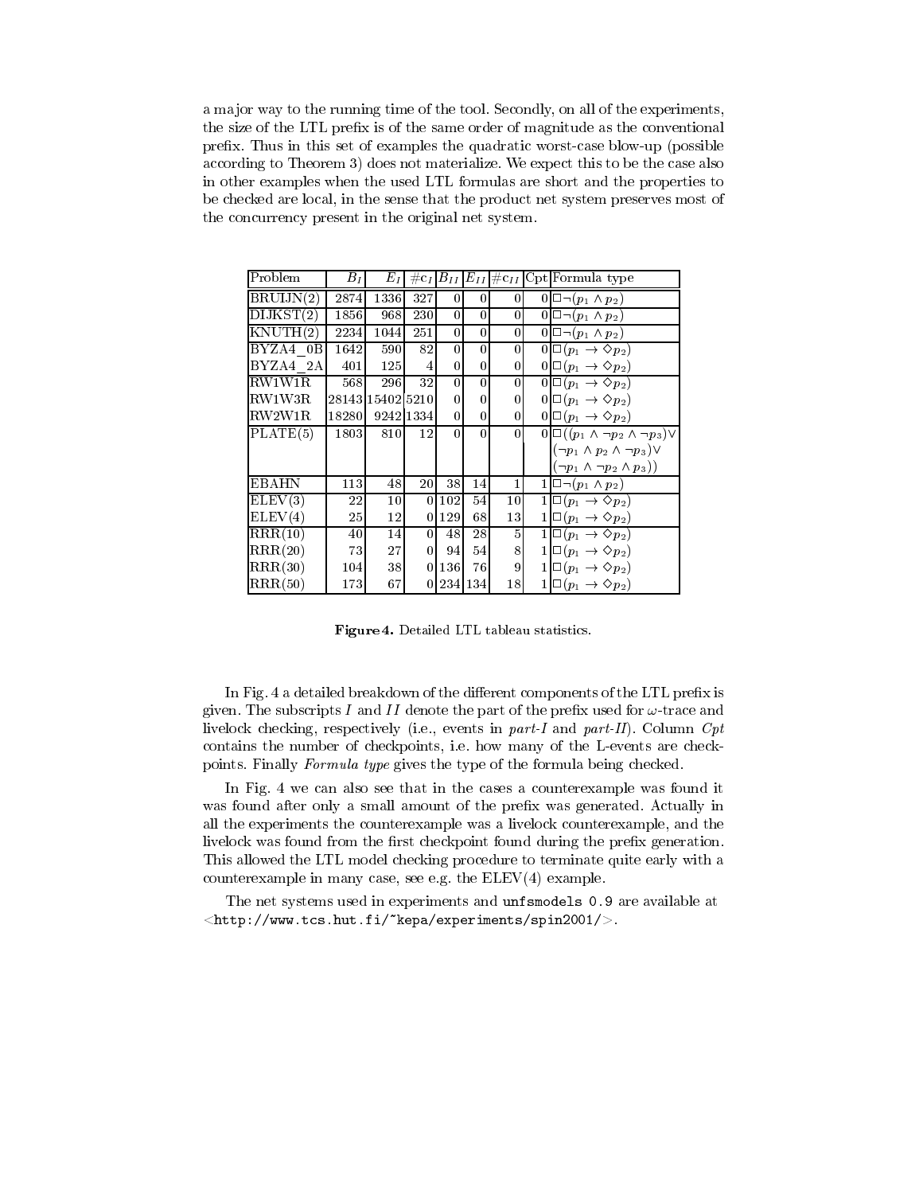a major way to the running time of the tool. Secondly, on all of the experiments, the size of the LTL prefix is of the same order of magnitude as the conventional prefix. Thus in this set of examples the quadratic worst-case blow-up (possible according to Theorem 3) does not materialize. We expect this to be the case also in other examples when the used LTL formulas are short and the properties to be checked are local, in the sense that the product net system preserves most of the concurrency present in the original net system.

| Problem | $B_I$ | $E_I$ | $\#c_I$ | $B_{II}$ | $E_{II}$ | $\#c_{II}$ | Cpt | Formula type |
|---|---|---|---|---|---|---|---|---|
| BRUIJN(2) | 2874 | 1336 | 327 | 0 | 0 | 0 | 0 | $\Box\neg(p_1 \wedge p_2)$ |
| DIJKST(2) | 1856 | 968 | 230 | 0 | 0 | 0 | 0 | $\Box\neg(p_1 \wedge p_2)$ |
| KNUTH(2) | 2234 | 1044 | 251 | 0 | 0 | 0 | 0 | $\Box\neg(p_1 \wedge p_2)$ |
| BYZA4_0B | 1642 | 590 | 82 | 0 | 0 | 0 | 0 | $\Box(p_1 \rightarrow \Diamond p_2)$ |
| BYZA4_2A | 401 | 125 | 4 | 0 | 0 | 0 | 0 | $\Box(p_1 \rightarrow \Diamond p_2)$ |
| RW1W1R | 568 | 296 | 32 | 0 | 0 | 0 | 0 | $\Box(p_1 \rightarrow \Diamond p_2)$ |
| RW1W3R | 28143 | 15402 | 5210 | 0 | 0 | 0 | 0 | $\Box(p_1 \rightarrow \Diamond p_2)$ |
| RW2W1R | 18280 | 9242 | 1334 | 0 | 0 | 0 | 0 | $\Box(p_1 \rightarrow \Diamond p_2)$ |
| PLATE(5) | 1803 | 810 | 12 | 0 | 0 | 0 | 0 | $\Box((p_1 \wedge \neg p_2 \wedge \neg p_3)\vee$ $(\neg p_1 \wedge p_2 \wedge \neg p_3)\vee$ $(\neg p_1 \wedge \neg p_2 \wedge p_3))$ |
| EBAHN | 113 | 48 | 20 | 38 | 14 | 1 | 1 | $\Box\neg(p_1 \wedge p_2)$ |
| ELEV(3) | 22 | 10 | 0 | 102 | 54 | 10 | 1 | $\Box(p_1 \rightarrow \Diamond p_2)$ |
| ELEV(4) | 25 | 12 | 0 | 129 | 68 | 13 | 1 | $\Box(p_1 \rightarrow \Diamond p_2)$ |
| RRR(10) | 40 | 14 | 0 | 48 | 28 | 5 | 1 | $\Box(p_1 \rightarrow \Diamond p_2)$ |
| RRR(20) | 73 | 27 | 0 | 94 | 54 | 8 | 1 | $\Box(p_1 \rightarrow \Diamond p_2)$ |
| RRR(30) | 104 | 38 | 0 | 136 | 76 | 9 | 1 | $\Box(p_1 \rightarrow \Diamond p_2)$ |
| RRR(50) | 173 | 67 | 0 | 234 | 134 | 18 | 1 | $\Box(p_1 \rightarrow \Diamond p_2)$ |

**Figure 4.** Detailed LTL tableau statistics.

In Fig. 4 a detailed breakdown of the different components of the LTL prefix is given. The subscripts $I$ and $II$ denote the part of the prefix used for $\omega$-trace and livelock checking, respectively (i.e., events in *part-I* and *part-II*). Column *Cpt* contains the number of checkpoints, i.e. how many of the L-events are checkpoints. Finally *Formula type* gives the type of the formula being checked.

In Fig. 4 we can also see that in the cases a counterexample was found it was found after only a small amount of the prefix was generated. Actually in all the experiments the counterexample was a livelock counterexample, and the livelock was found from the first checkpoint found during the prefix generation. This allowed the LTL model checking procedure to terminate quite early with a counterexample in many case, see e.g. the ELEV(4) example.

The net systems used in experiments and `unfsmodels 0.9` are available at <`http://www.tcs.hut.fi/~kepa/experiments/spin2001/`>.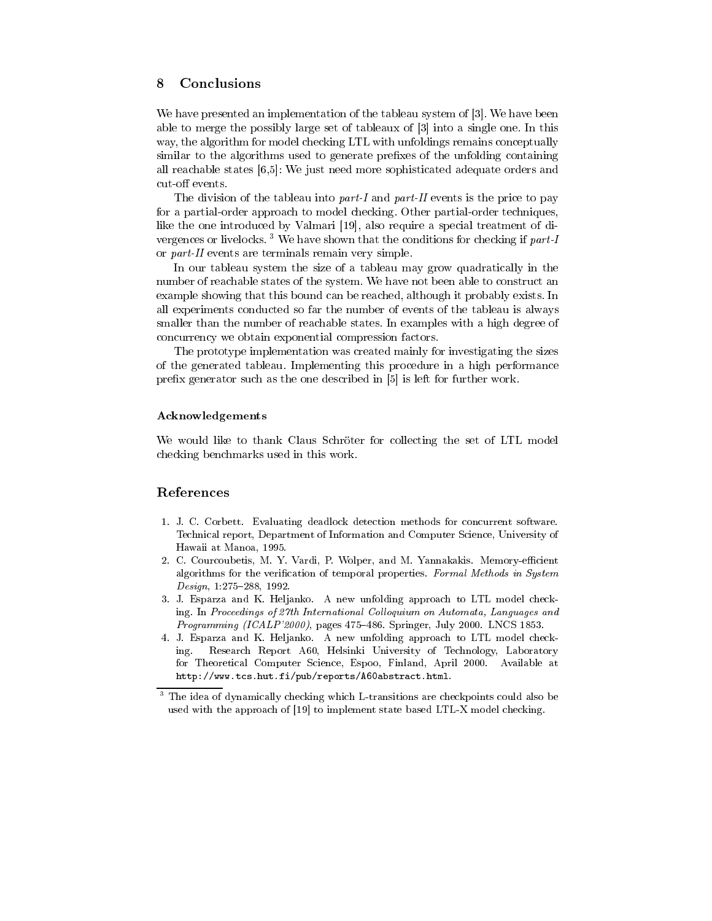## 8 Conclusions

We have presented an implementation of the tableau system of [3]. We have been able to merge the possibly large set of tableaux of [3] into a single one. In this way, the algorithm for model checking LTL with unfoldings remains conceptually similar to the algorithms used to generate prefixes of the unfolding containing all reachable states [6,5]: We just need more sophisticated adequate orders and cut-off events.

The division of the tableau into *part-I* and *part-II* events is the price to pay for a partial-order approach to model checking. Other partial-order techniques, like the one introduced by Valmari [19], also require a special treatment of divergences or livelocks. [3] We have shown that the conditions for checking if *part-I* or *part-II* events are terminals remain very simple.

In our tableau system the size of a tableau may grow quadratically in the number of reachable states of the system. We have not been able to construct an example showing that this bound can be reached, although it probably exists. In all experiments conducted so far the number of events of the tableau is always smaller than the number of reachable states. In examples with a high degree of concurrency we obtain exponential compression factors.

The prototype implementation was created mainly for investigating the sizes of the generated tableau. Implementing this procedure in a high performance prefix generator such as the one described in [5] is left for further work.

#### Acknowledgements

We would like to thank Claus Schröter for collecting the set of LTL model checking benchmarks used in this work.

## References

1. J. C. Corbett. Evaluating deadlock detection methods for concurrent software. Technical report, Department of Information and Computer Science, University of Hawaii at Manoa, 1995.
2. C. Courcoubetis, M. Y. Vardi, P. Wolper, and M. Yannakakis. Memory-efficient algorithms for the verification of temporal properties. *Formal Methods in System Design*, 1:275–288, 1992.
3. J. Esparza and K. Heljanko. A new unfolding approach to LTL model checking. In *Proceedings of 27th International Colloquium on Automata, Languages and Programming (ICALP'2000)*, pages 475–486. Springer, July 2000. LNCS 1853.
4. J. Esparza and K. Heljanko. A new unfolding approach to LTL model checking. Research Report A60, Helsinki University of Technology, Laboratory for Theoretical Computer Science, Espoo, Finland, April 2000. Available at `http://www.tcs.hut.fi/pub/reports/A60abstract.html`.

[3] The idea of dynamically checking which L-transitions are checkpoints could also be used with the approach of [19] to implement state based LTL-X model checking.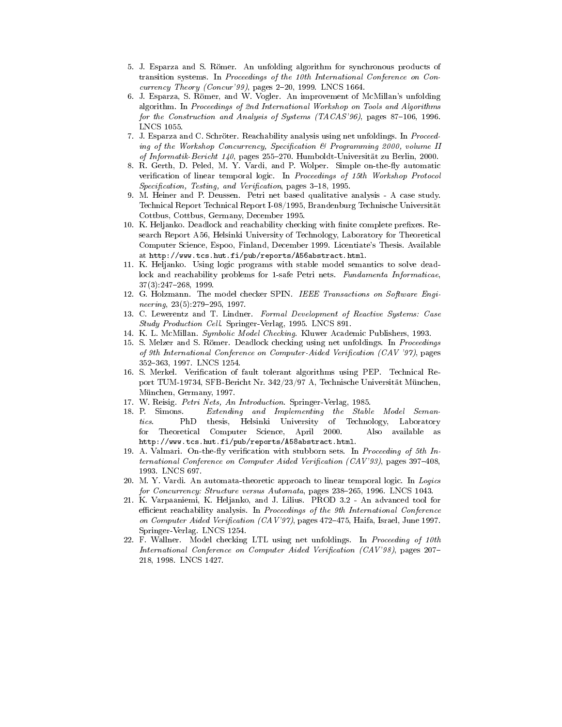5. J. Esparza and S. Römer. An unfolding algorithm for synchronous products of transition systems. In *Proceedings of the 10th International Conference on Concurrency Theory (Concur'99)*, pages 2–20, 1999. LNCS 1664.
6. J. Esparza, S. Römer, and W. Vogler. An improvement of McMillan's unfolding algorithm. In *Proceedings of 2nd International Workshop on Tools and Algorithms for the Construction and Analysis of Systems (TACAS'96)*, pages 87–106, 1996. LNCS 1055.
7. J. Esparza and C. Schröter. Reachability analysis using net unfoldings. In *Proceeding of the Workshop Concurrency, Specification & Programming 2000, volume II of Informatik-Bericht 140*, pages 255–270. Humboldt-Universität zu Berlin, 2000.
8. R. Gerth, D. Peled, M. Y. Vardi, and P. Wolper. Simple on-the-fly automatic verification of linear temporal logic. In *Proceedings of 15th Workshop Protocol Specification, Testing, and Verification*, pages 3–18, 1995.
9. M. Heiner and P. Deussen. Petri net based qualitative analysis - A case study. Technical Report Technical Report I-08/1995, Brandenburg Technische Universität Cottbus, Cottbus, Germany, December 1995.
10. K. Heljanko. Deadlock and reachability checking with finite complete prefixes. Research Report A56, Helsinki University of Technology, Laboratory for Theoretical Computer Science, Espoo, Finland, December 1999. Licentiate's Thesis. Available at `http://www.tcs.hut.fi/pub/reports/A56abstract.html`.
11. K. Heljanko. Using logic programs with stable model semantics to solve deadlock and reachability problems for 1-safe Petri nets. *Fundamenta Informaticae*, 37(3):247–268, 1999.
12. G. Holzmann. The model checker SPIN. *IEEE Transactions on Software Engineering*, 23(5):279–295, 1997.
13. C. Lewerentz and T. Lindner. *Formal Development of Reactive Systems: Case Study Production Cell*. Springer-Verlag, 1995. LNCS 891.
14. K. L. McMillan. *Symbolic Model Checking*. Kluwer Academic Publishers, 1993.
15. S. Melzer and S. Römer. Deadlock checking using net unfoldings. In *Proceedings of 9th International Conference on Computer-Aided Verification (CAV '97)*, pages 352–363, 1997. LNCS 1254.
16. S. Merkel. Verification of fault tolerant algorithms using PEP. Technical Report TUM-19734, SFB-Bericht Nr. 342/23/97 A, Technische Universität München, München, Germany, 1997.
17. W. Reisig. *Petri Nets, An Introduction*. Springer-Verlag, 1985.
18. P. Simons. *Extending and Implementing the Stable Model Semantics*. PhD thesis, Helsinki University of Technology, Laboratory for Theoretical Computer Science, April 2000. Also available as `http://www.tcs.hut.fi/pub/reports/A58abstract.html`.
19. A. Valmari. On-the-fly verification with stubborn sets. In *Proceeding of 5th International Conference on Computer Aided Verification (CAV'93)*, pages 397–408, 1993. LNCS 697.
20. M. Y. Vardi. An automata-theoretic approach to linear temporal logic. In *Logics for Concurrency: Structure versus Automata*, pages 238–265, 1996. LNCS 1043.
21. K. Varpaaniemi, K. Heljanko, and J. Lilius. PROD 3.2 - An advanced tool for efficient reachability analysis. In *Proceedings of the 9th International Conference on Computer Aided Verification (CAV'97)*, pages 472–475, Haifa, Israel, June 1997. Springer-Verlag. LNCS 1254.
22. F. Wallner. Model checking LTL using net unfoldings. In *Proceeding of 10th International Conference on Computer Aided Verification (CAV'98)*, pages 207–218, 1998. LNCS 1427.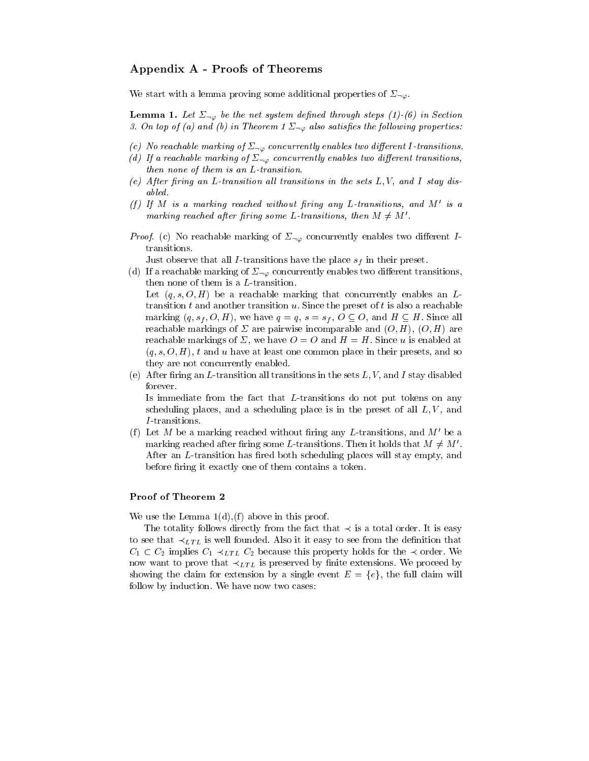## Appendix A - Proofs of Theorems

We start with a lemma proving some additional properties of $\Sigma_{\neg\varphi}$.

**Lemma 1.** *Let $\Sigma_{\neg\varphi}$ be the net system defined through steps (1)-(6) in Section 3. On top of (a) and (b) in Theorem 1 $\Sigma_{\neg\varphi}$ also satisfies the following properties:*

- *(c) No reachable marking of $\Sigma_{\neg\varphi}$ concurrently enables two different $I$-transitions.*
- *(d) If a reachable marking of $\Sigma_{\neg\varphi}$ concurrently enables two different transitions, then none of them is an $L$-transition.*
- *(e) After firing an $L$-transition all transitions in the sets $L, V$, and $I$ stay disabled.*
- *(f) If $M$ is a marking reached without firing any $L$-transitions, and $M'$ is a marking reached after firing some $L$-transitions, then $M \neq M'$.*

*Proof.* (c) No reachable marking of $\Sigma_{\neg\varphi}$ concurrently enables two different $I$-transitions.

Just observe that all $I$-transitions have the place $s_f$ in their preset.

(d) If a reachable marking of $\Sigma_{\neg\varphi}$ concurrently enables two different transitions, then none of them is a $L$-transition.

Let $(q, s, O, H)$ be a reachable marking that concurrently enables an $L$-transition $t$ and another transition $u$. Since the preset of $t$ is also a reachable marking $(q, s_f, O, H)$, we have $q = q$, $s = s_f$, $O \subseteq O$, and $H \subseteq H$. Since all reachable markings of $\Sigma$ are pairwise incomparable and $(O, H)$, $(O, H)$ are reachable markings of $\Sigma$, we have $O = O$ and $H = H$. Since $u$ is enabled at $(q, s, O, H)$, $t$ and $u$ have at least one common place in their presets, and so they are not concurrently enabled.

(e) After firing an $L$-transition all transitions in the sets $L, V$, and $I$ stay disabled forever.

Is immediate from the fact that $L$-transitions do not put tokens on any scheduling places, and a scheduling place is in the preset of all $L, V$, and $I$-transitions.

(f) Let $M$ be a marking reached without firing any $L$-transitions, and $M'$ be a marking reached after firing some $L$-transitions. Then it holds that $M \neq M'$. After an $L$-transition has fired both scheduling places will stay empty, and before firing it exactly one of them contains a token.

### Proof of Theorem 2

We use the Lemma 1(d),(f) above in this proof.

The totality follows directly from the fact that $\prec$ is a total order. It is easy to see that $\prec_{LTL}$ is well founded. Also it it easy to see from the definition that $C_1 \subset C_2$ implies $C_1 \prec_{LTL} C_2$ because this property holds for the $\prec$ order. We now want to prove that $\prec_{LTL}$ is preserved by finite extensions. We proceed by showing the claim for extension by a single event $E = \{e\}$, the full claim will follow by induction. We have now two cases: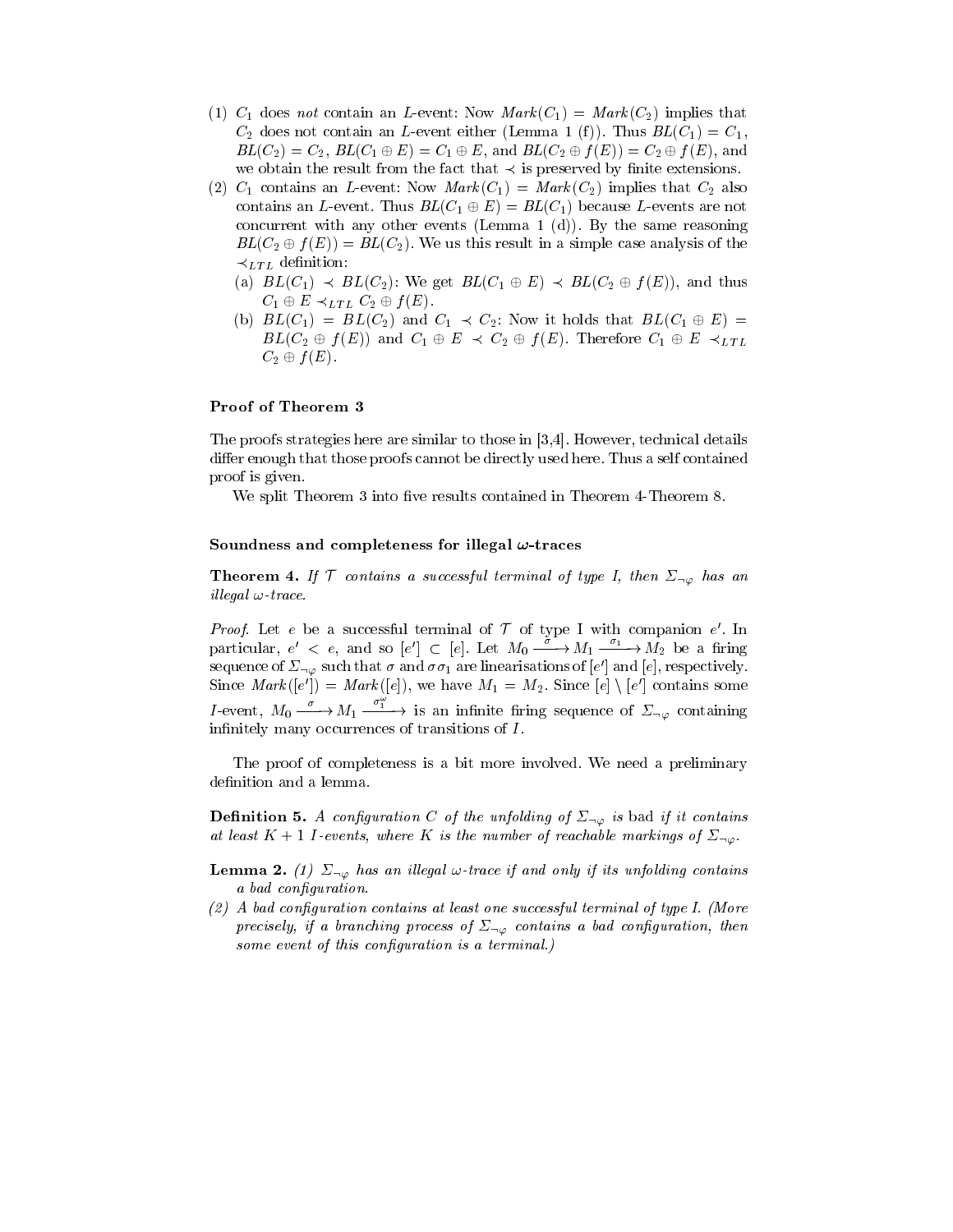(1) $C_1$ does *not* contain an $L$-event: Now $Mark(C_1) = Mark(C_2)$ implies that $C_2$ does not contain an $L$-event either (Lemma 1 (f)). Thus $BL(C_1) = C_1$, $BL(C_2) = C_2$, $BL(C_1 \oplus E) = C_1 \oplus E$, and $BL(C_2 \oplus f(E)) = C_2 \oplus f(E)$, and we obtain the result from the fact that $\prec$ is preserved by finite extensions.

(2) $C_1$ contains an $L$-event: Now $Mark(C_1) = Mark(C_2)$ implies that $C_2$ also contains an $L$-event. Thus $BL(C_1 \oplus E) = BL(C_1)$ because $L$-events are not concurrent with any other events (Lemma 1 (d)). By the same reasoning $BL(C_2 \oplus f(E)) = BL(C_2)$. We us this result in a simple case analysis of the $\prec_{LTL}$ definition:
   (a) $BL(C_1) \prec BL(C_2)$: We get $BL(C_1 \oplus E) \prec BL(C_2 \oplus f(E))$, and thus $C_1 \oplus E \prec_{LTL} C_2 \oplus f(E)$.
   (b) $BL(C_1) = BL(C_2)$ and $C_1 \prec C_2$: Now it holds that $BL(C_1 \oplus E) = BL(C_2 \oplus f(E))$ and $C_1 \oplus E \prec C_2 \oplus f(E)$. Therefore $C_1 \oplus E \prec_{LTL} C_2 \oplus f(E)$.

**Proof of Theorem 3**

The proofs strategies here are similar to those in [3,4]. However, technical details differ enough that those proofs cannot be directly used here. Thus a self contained proof is given.

We split Theorem 3 into five results contained in Theorem 4-Theorem 8.

**Soundness and completeness for illegal $\omega$-traces**

**Theorem 4.** *If $\mathcal{T}$ contains a successful terminal of type I, then $\Sigma_{\neg\varphi}$ has an illegal $\omega$-trace.*

*Proof.* Let $e$ be a successful terminal of $\mathcal{T}$ of type I with companion $e'$. In particular, $e' < e$, and so $[e'] \subset [e]$. Let $M_0 \xrightarrow{\sigma} M_1 \xrightarrow{\sigma_1} M_2$ be a firing sequence of $\Sigma_{\neg\varphi}$ such that $\sigma$ and $\sigma\sigma_1$ are linearisations of $[e']$ and $[e]$, respectively. Since $Mark([e']) = Mark([e])$, we have $M_1 = M_2$. Since $[e] \setminus [e']$ contains some $I$-event, $M_0 \xrightarrow{\sigma} M_1 \xrightarrow{\sigma_1^\omega}$ is an infinite firing sequence of $\Sigma_{\neg\varphi}$ containing infinitely many occurrences of transitions of $I$.

The proof of completeness is a bit more involved. We need a preliminary definition and a lemma.

**Definition 5.** *A configuration $C$ of the unfolding of $\Sigma_{\neg\varphi}$ is* bad *if it contains at least $K+1$ $I$-events, where $K$ is the number of reachable markings of $\Sigma_{\neg\varphi}$.*

**Lemma 2.** *(1) $\Sigma_{\neg\varphi}$ has an illegal $\omega$-trace if and only if its unfolding contains a bad configuration.*

*(2) A bad configuration contains at least one successful terminal of type I. (More precisely, if a branching process of $\Sigma_{\neg\varphi}$ contains a bad configuration, then some event of this configuration is a terminal.)*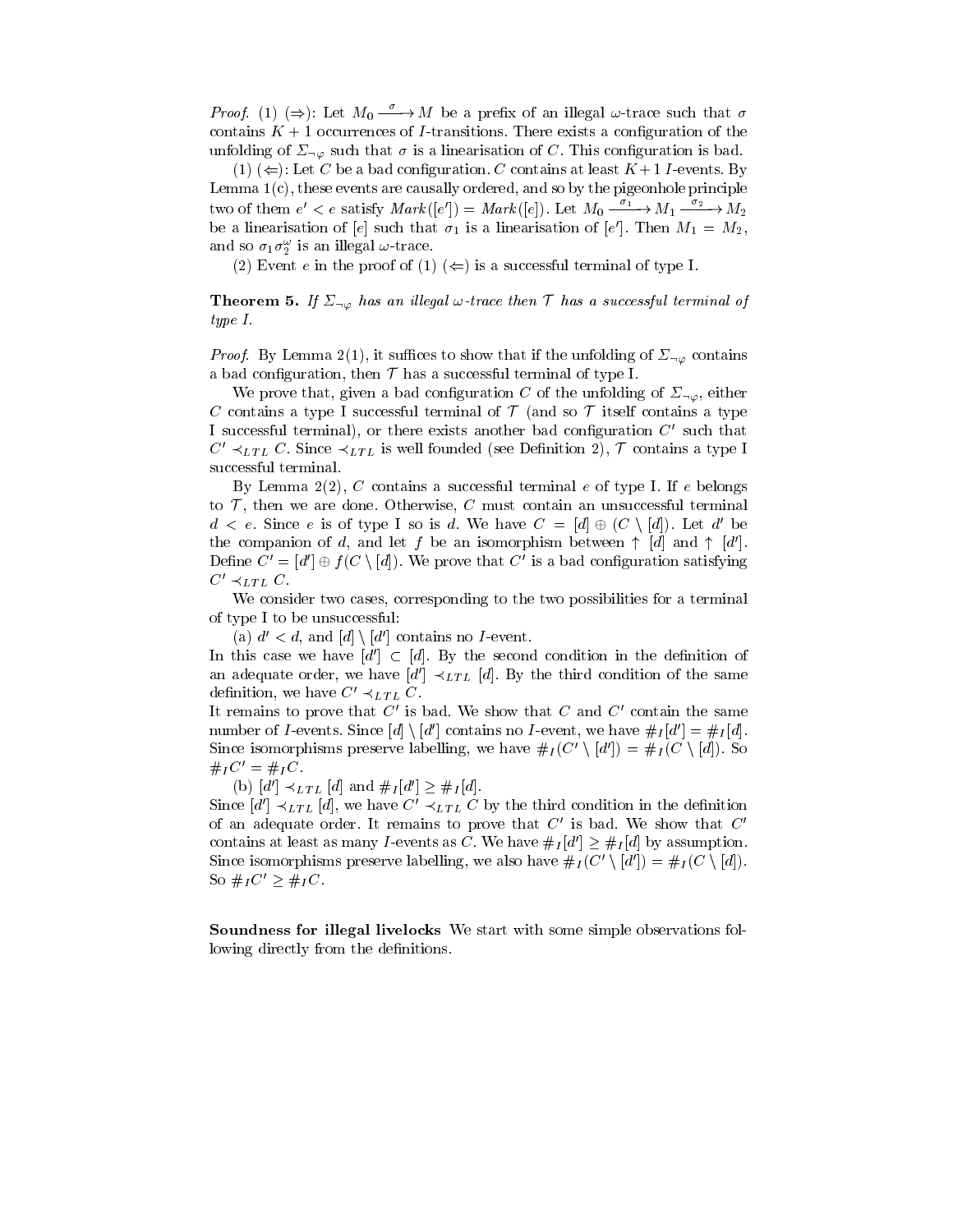*Proof.* (1) ($\Rightarrow$): Let $M_0 \xrightarrow{\sigma} M$ be a prefix of an illegal $\omega$-trace such that $\sigma$ contains $K+1$ occurrences of $I$-transitions. There exists a configuration of the unfolding of $\Sigma_{\neg\varphi}$ such that $\sigma$ is a linearisation of $C$. This configuration is bad.

(1) ($\Leftarrow$): Let $C$ be a bad configuration. $C$ contains at least $K+1$ $I$-events. By Lemma 1(c), these events are causally ordered, and so by the pigeonhole principle two of them $e' < e$ satisfy $Mark([e']) = Mark([e])$. Let $M_0 \xrightarrow{\sigma_1} M_1 \xrightarrow{\sigma_2} M_2$ be a linearisation of $[e]$ such that $\sigma_1$ is a linearisation of $[e']$. Then $M_1 = M_2$, and so $\sigma_1\sigma_2^\omega$ is an illegal $\omega$-trace.

(2) Event $e$ in the proof of (1) ($\Leftarrow$) is a successful terminal of type I.

**Theorem 5.** *If $\Sigma_{\neg\varphi}$ has an illegal $\omega$-trace then $\mathcal{T}$ has a successful terminal of type I.*

*Proof.* By Lemma 2(1), it suffices to show that if the unfolding of $\Sigma_{\neg\varphi}$ contains a bad configuration, then $\mathcal{T}$ has a successful terminal of type I.

We prove that, given a bad configuration $C$ of the unfolding of $\Sigma_{\neg\varphi}$, either $C$ contains a type I successful terminal of $\mathcal{T}$ (and so $\mathcal{T}$ itself contains a type I successful terminal), or there exists another bad configuration $C'$ such that $C' \prec_{LTL} C$. Since $\prec_{LTL}$ is well founded (see Definition 2), $\mathcal{T}$ contains a type I successful terminal.

By Lemma 2(2), $C$ contains a successful terminal $e$ of type I. If $e$ belongs to $\mathcal{T}$, then we are done. Otherwise, $C$ must contain an unsuccessful terminal $d < e$. Since $e$ is of type I so is $d$. We have $C = [d] \oplus (C \setminus [d])$. Let $d'$ be the companion of $d$, and let $f$ be an isomorphism between $\uparrow [d]$ and $\uparrow [d']$. Define $C' = [d'] \oplus f(C \setminus [d])$. We prove that $C'$ is a bad configuration satisfying $C' \prec_{LTL} C$.

We consider two cases, corresponding to the two possibilities for a terminal of type I to be unsuccessful:

(a) $d' < d$, and $[d] \setminus [d']$ contains no $I$-event.

In this case we have $[d'] \subset [d]$. By the second condition in the definition of an adequate order, we have $[d'] \prec_{LTL} [d]$. By the third condition of the same definition, we have $C' \prec_{LTL} C$.

It remains to prove that $C'$ is bad. We show that $C$ and $C'$ contain the same number of $I$-events. Since $[d] \setminus [d']$ contains no $I$-event, we have $\#_I[d'] = \#_I[d]$. Since isomorphisms preserve labelling, we have $\#_I(C' \setminus [d']) = \#_I(C \setminus [d])$. So $\#_I C' = \#_I C$.

(b) $[d'] \prec_{LTL} [d]$ and $\#_I[d'] \geq \#_I[d]$.

Since $[d'] \prec_{LTL} [d]$, we have $C' \prec_{LTL} C$ by the third condition in the definition of an adequate order. It remains to prove that $C'$ is bad. We show that $C'$ contains at least as many $I$-events as $C$. We have $\#_I[d'] \geq \#_I[d]$ by assumption. Since isomorphisms preserve labelling, we also have $\#_I(C' \setminus [d']) = \#_I(C \setminus [d])$. So $\#_I C' \geq \#_I C$.

**Soundness for illegal livelocks** We start with some simple observations following directly from the definitions.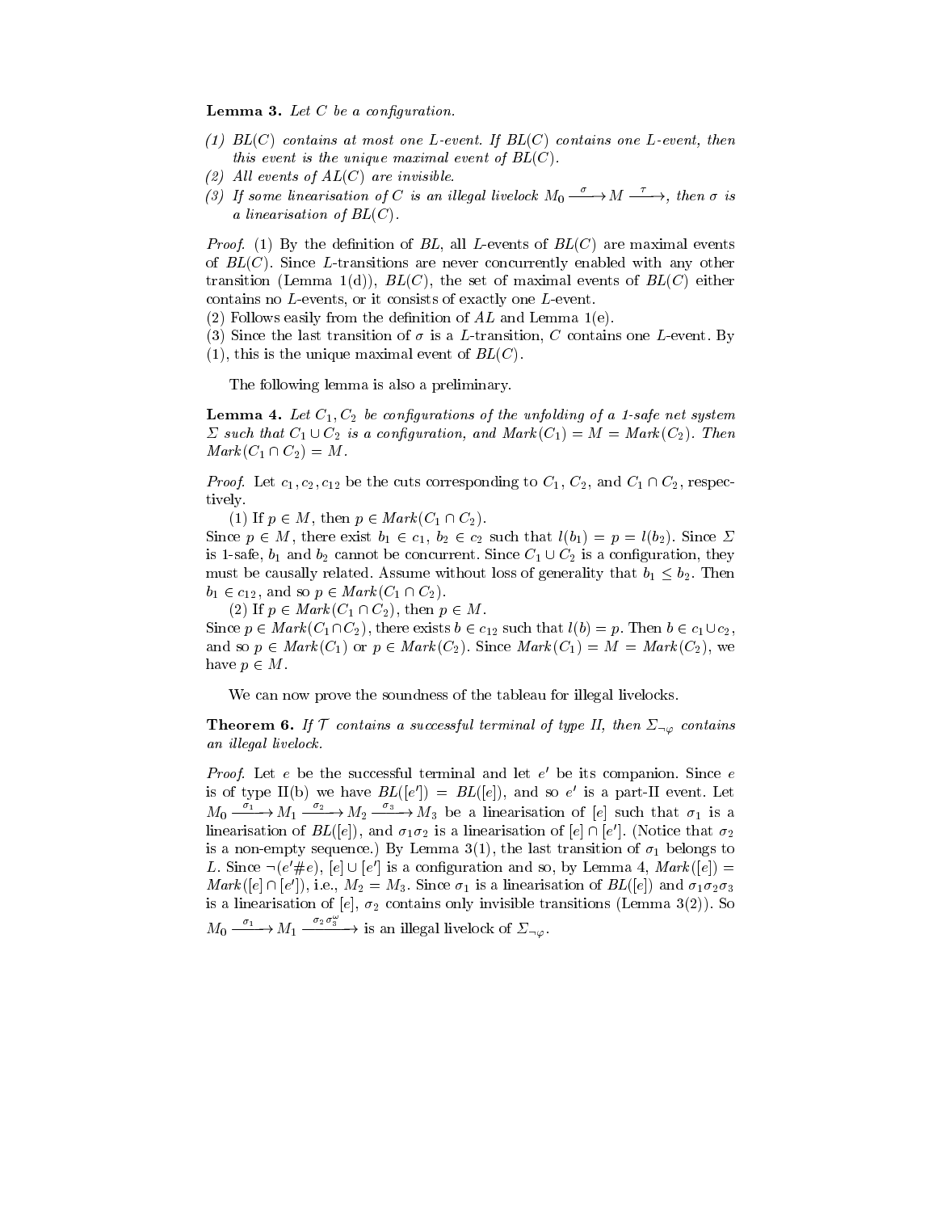**Lemma 3.** *Let $C$ be a configuration.*

*(1) $BL(C)$ contains at most one $L$-event. If $BL(C)$ contains one $L$-event, then this event is the unique maximal event of $BL(C)$.*
*(2) All events of $AL(C)$ are invisible.*
*(3) If some linearisation of $C$ is an illegal livelock $M_0 \xrightarrow{\sigma} M \xrightarrow{\tau}$, then $\sigma$ is a linearisation of $BL(C)$.*

*Proof.* (1) By the definition of $BL$, all $L$-events of $BL(C)$ are maximal events of $BL(C)$. Since $L$-transitions are never concurrently enabled with any other transition (Lemma 1(d)), $BL(C)$, the set of maximal events of $BL(C)$ either contains no $L$-events, or it consists of exactly one $L$-event.
(2) Follows easily from the definition of $AL$ and Lemma 1(e).
(3) Since the last transition of $\sigma$ is a $L$-transition, $C$ contains one $L$-event. By (1), this is the unique maximal event of $BL(C)$.

The following lemma is also a preliminary.

**Lemma 4.** *Let $C_1, C_2$ be configurations of the unfolding of a 1-safe net system $\Sigma$ such that $C_1 \cup C_2$ is a configuration, and $Mark(C_1) = M = Mark(C_2)$. Then $Mark(C_1 \cap C_2) = M$.*

*Proof.* Let $c_1, c_2, c_{12}$ be the cuts corresponding to $C_1$, $C_2$, and $C_1 \cap C_2$, respectively.

(1) If $p \in M$, then $p \in Mark(C_1 \cap C_2)$.
Since $p \in M$, there exist $b_1 \in c_1$, $b_2 \in c_2$ such that $l(b_1) = p = l(b_2)$. Since $\Sigma$ is 1-safe, $b_1$ and $b_2$ cannot be concurrent. Since $C_1 \cup C_2$ is a configuration, they must be causally related. Assume without loss of generality that $b_1 \leq b_2$. Then $b_1 \in c_{12}$, and so $p \in Mark(C_1 \cap C_2)$.

(2) If $p \in Mark(C_1 \cap C_2)$, then $p \in M$.
Since $p \in Mark(C_1 \cap C_2)$, there exists $b \in c_{12}$ such that $l(b) = p$. Then $b \in c_1 \cup c_2$, and so $p \in Mark(C_1)$ or $p \in Mark(C_2)$. Since $Mark(C_1) = M = Mark(C_2)$, we have $p \in M$.

We can now prove the soundness of the tableau for illegal livelocks.

**Theorem 6.** *If $\mathcal{T}$ contains a successful terminal of type II, then $\Sigma_{\neg\varphi}$ contains an illegal livelock.*

*Proof.* Let $e$ be the successful terminal and let $e'$ be its companion. Since $e$ is of type II(b) we have $BL([e']) = BL([e])$, and so $e'$ is a part-II event. Let $M_0 \xrightarrow{\sigma_1} M_1 \xrightarrow{\sigma_2} M_2 \xrightarrow{\sigma_3} M_3$ be a linearisation of $[e]$ such that $\sigma_1$ is a linearisation of $BL([e])$, and $\sigma_1\sigma_2$ is a linearisation of $[e] \cap [e']$. (Notice that $\sigma_2$ is a non-empty sequence.) By Lemma 3(1), the last transition of $\sigma_1$ belongs to $L$. Since $\neg(e' \# e)$, $[e] \cup [e']$ is a configuration and so, by Lemma 4, $Mark([e]) = Mark([e] \cap [e'])$, i.e., $M_2 = M_3$. Since $\sigma_1$ is a linearisation of $BL([e])$ and $\sigma_1\sigma_2\sigma_3$ is a linearisation of $[e]$, $\sigma_2$ contains only invisible transitions (Lemma 3(2)). So $M_0 \xrightarrow{\sigma_1} M_1 \xrightarrow{\sigma_2\sigma_3^\omega}$ is an illegal livelock of $\Sigma_{\neg\varphi}$.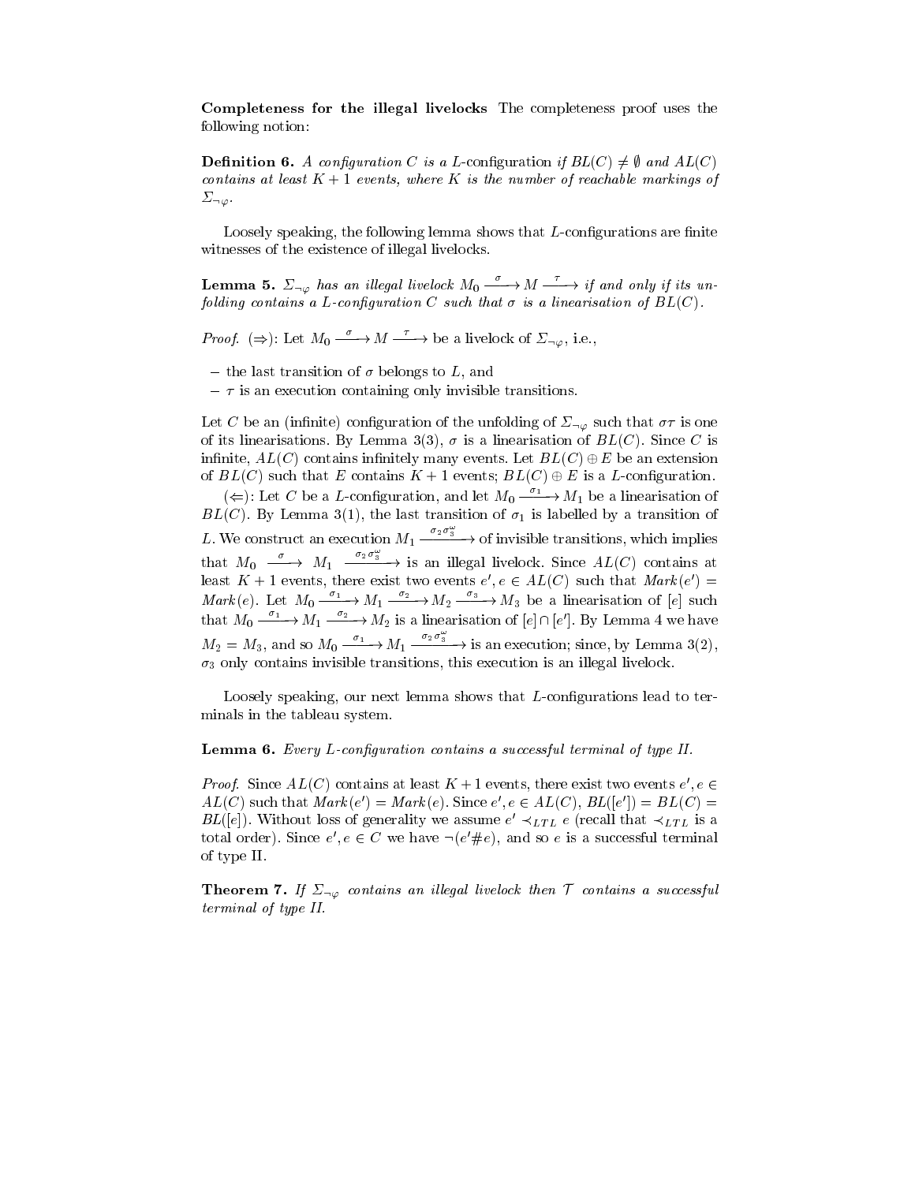**Completeness for the illegal livelocks** The completeness proof uses the following notion:

**Definition 6.** *A configuration $C$ is a $L$-configuration if $BL(C) \neq \emptyset$ and $AL(C)$ contains at least $K+1$ events, where $K$ is the number of reachable markings of $\Sigma_{\neg\varphi}$.*

Loosely speaking, the following lemma shows that $L$-configurations are finite witnesses of the existence of illegal livelocks.

**Lemma 5.** *$\Sigma_{\neg\varphi}$ has an illegal livelock $M_0 \xrightarrow{\sigma} M \xrightarrow{\tau}$ if and only if its unfolding contains a $L$-configuration $C$ such that $\sigma$ is a linearisation of $BL(C)$.*

*Proof.* ($\Rightarrow$): Let $M_0 \xrightarrow{\sigma} M \xrightarrow{\tau}$ be a livelock of $\Sigma_{\neg\varphi}$, i.e.,

- the last transition of $\sigma$ belongs to $L$, and
- $\tau$ is an execution containing only invisible transitions.

Let $C$ be an (infinite) configuration of the unfolding of $\Sigma_{\neg\varphi}$ such that $\sigma\tau$ is one of its linearisations. By Lemma 3(3), $\sigma$ is a linearisation of $BL(C)$. Since $C$ is infinite, $AL(C)$ contains infinitely many events. Let $BL(C) \oplus E$ be an extension of $BL(C)$ such that $E$ contains $K+1$ events; $BL(C) \oplus E$ is a $L$-configuration.

($\Leftarrow$): Let $C$ be a $L$-configuration, and let $M_0 \xrightarrow{\sigma_1} M_1$ be a linearisation of $BL(C)$. By Lemma 3(1), the last transition of $\sigma_1$ is labelled by a transition of $L$. We construct an execution $M_1 \xrightarrow{\sigma_2 \sigma_3^\omega}$ of invisible transitions, which implies that $M_0 \xrightarrow{\sigma} M_1 \xrightarrow{\sigma_2 \sigma_3^\omega}$ is an illegal livelock. Since $AL(C)$ contains at least $K+1$ events, there exist two events $e', e \in AL(C)$ such that $Mark(e') = Mark(e)$. Let $M_0 \xrightarrow{\sigma_1} M_1 \xrightarrow{\sigma_2} M_2 \xrightarrow{\sigma_3} M_3$ be a linearisation of $[e]$ such that $M_0 \xrightarrow{\sigma_1} M_1 \xrightarrow{\sigma_2} M_2$ is a linearisation of $[e] \cap [e']$. By Lemma 4 we have $M_2 = M_3$, and so $M_0 \xrightarrow{\sigma_1} M_1 \xrightarrow{\sigma_2 \sigma_3^\omega}$ is an execution; since, by Lemma 3(2), $\sigma_3$ only contains invisible transitions, this execution is an illegal livelock.

Loosely speaking, our next lemma shows that $L$-configurations lead to terminals in the tableau system.

**Lemma 6.** *Every $L$-configuration contains a successful terminal of type II.*

*Proof.* Since $AL(C)$ contains at least $K+1$ events, there exist two events $e', e \in AL(C)$ such that $Mark(e') = Mark(e)$. Since $e', e \in AL(C)$, $BL([e']) = BL(C) = BL([e])$. Without loss of generality we assume $e' \prec_{LTL} e$ (recall that $\prec_{LTL}$ is a total order). Since $e', e \in C$ we have $\neg(e' \# e)$, and so $e$ is a successful terminal of type II.

**Theorem 7.** *If $\Sigma_{\neg\varphi}$ contains an illegal livelock then $\mathcal{T}$ contains a successful terminal of type II.*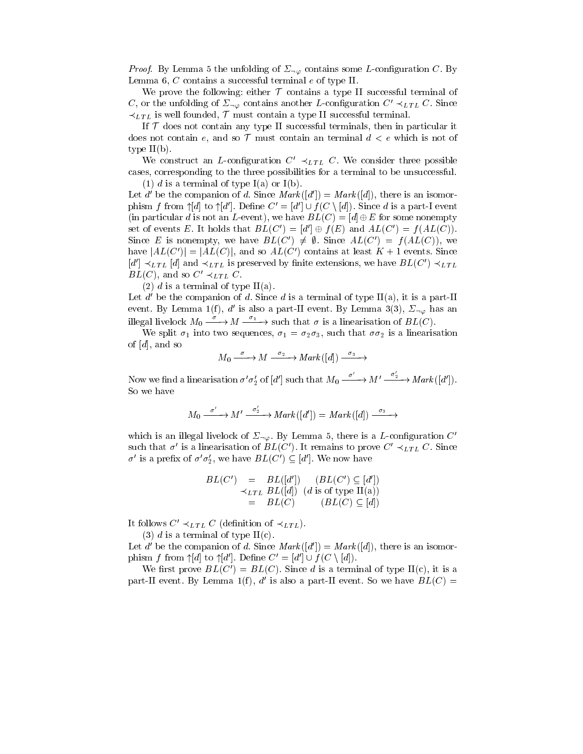*Proof.* By Lemma 5 the unfolding of $\Sigma_{\neg\varphi}$ contains some $L$-configuration $C$. By Lemma 6, $C$ contains a successful terminal $e$ of type II.

We prove the following: either $\mathcal{T}$ contains a type II successful terminal of $C$, or the unfolding of $\Sigma_{\neg\varphi}$ contains another $L$-configuration $C' \prec_{LTL} C$. Since $\prec_{LTL}$ is well founded, $\mathcal{T}$ must contain a type II successful terminal.

If $\mathcal{T}$ does not contain any type II successful terminals, then in particular it does not contain $e$, and so $\mathcal{T}$ must contain an terminal $d < e$ which is not of type II(b).

We construct an $L$-configuration $C' \prec_{LTL} C$. We consider three possible cases, corresponding to the three possibilities for a terminal to be unsuccessful.

(1) $d$ is a terminal of type I(a) or I(b).
Let $d'$ be the companion of $d$. Since $Mark([d']) = Mark([d])$, there is an isomorphism $f$ from $\Uparrow[d]$ to $\Uparrow[d']$. Define $C' = [d'] \cup f(C \setminus [d])$. Since $d$ is a part-I event (in particular $d$ is not an $L$-event), we have $BL(C) = [d] \oplus E$ for some nonempty set of events $E$. It holds that $BL(C') = [d'] \oplus f(E)$ and $AL(C') = f(AL(C))$. Since $E$ is nonempty, we have $BL(C') \neq \emptyset$. Since $AL(C') = f(AL(C))$, we have $|AL(C')| = |AL(C)|$, and so $AL(C')$ contains at least $K+1$ events. Since $[d'] \prec_{LTL} [d]$ and $\prec_{LTL}$ is preserved by finite extensions, we have $BL(C') \prec_{LTL} BL(C)$, and so $C' \prec_{LTL} C$.

(2) $d$ is a terminal of type II(a).
Let $d'$ be the companion of $d$. Since $d$ is a terminal of type II(a), it is a part-II event. By Lemma 1(f), $d'$ is also a part-II event. By Lemma 3(3), $\Sigma_{\neg\varphi}$ has an illegal livelock $M_0 \xrightarrow{\sigma} M \xrightarrow{\sigma_1}$ such that $\sigma$ is a linearisation of $BL(C)$.

We split $\sigma_1$ into two sequences, $\sigma_1 = \sigma_2\sigma_3$, such that $\sigma\sigma_2$ is a linearisation of $[d]$, and so

$$M_0 \xrightarrow{\sigma} M \xrightarrow{\sigma_2} Mark([d]) \xrightarrow{\sigma_3}$$

Now we find a linearisation $\sigma'\sigma_2'$ of $[d']$ such that $M_0 \xrightarrow{\sigma'} M' \xrightarrow{\sigma_2'} Mark([d'])$. So we have

$$M_0 \xrightarrow{\sigma'} M' \xrightarrow{\sigma_2'} Mark([d']) = Mark([d]) \xrightarrow{\sigma_3}$$

which is an illegal livelock of $\Sigma_{\neg\varphi}$. By Lemma 5, there is a $L$-configuration $C'$ such that $\sigma'$ is a linearisation of $BL(C')$. It remains to prove $C' \prec_{LTL} C$. Since $\sigma'$ is a prefix of $\sigma'\sigma_2'$, we have $BL(C') \subseteq [d']$. We now have

$$\begin{array}{rcll} BL(C') & = & BL([d']) & (BL(C') \subseteq [d']) \\ & \prec_{LTL} & BL([d]) & (d \text{ is of type II(a)}) \\ & = & BL(C) & (BL(C) \subseteq [d]) \end{array}$$

It follows $C' \prec_{LTL} C$ (definition of $\prec_{LTL}$).

(3) $d$ is a terminal of type II(c).
Let $d'$ be the companion of $d$. Since $Mark([d']) = Mark([d])$, there is an isomorphism $f$ from $\Uparrow[d]$ to $\Uparrow[d']$. Define $C' = [d'] \cup f(C \setminus [d])$.

We first prove $BL(C') = BL(C)$. Since $d$ is a terminal of type II(c), it is a part-II event. By Lemma 1(f), $d'$ is also a part-II event. So we have $BL(C) =$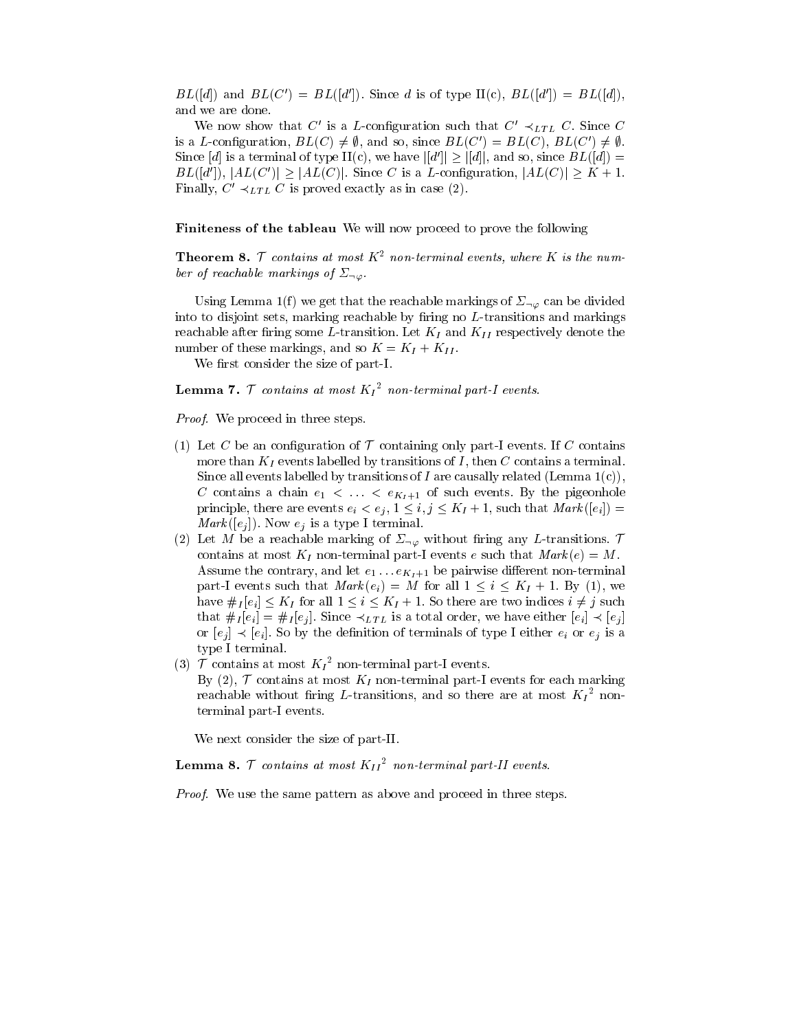$BL([d])$ and $BL(C') = BL([d'])$. Since $d$ is of type II(c), $BL([d']) = BL([d])$, and we are done.

We now show that $C'$ is a $L$-configuration such that $C' \prec_{LTL} C$. Since $C$ is a $L$-configuration, $BL(C) \neq \emptyset$, and so, since $BL(C') = BL(C)$, $BL(C') \neq \emptyset$. Since $[d]$ is a terminal of type II(c), we have $|[d']| \geq |[d]|$, and so, since $BL([d]) = BL([d'])$, $|AL(C')| \geq |AL(C)|$. Since $C$ is a $L$-configuration, $|AL(C)| \geq K + 1$. Finally, $C' \prec_{LTL} C$ is proved exactly as in case (2).

**Finiteness of the tableau** We will now proceed to prove the following

**Theorem 8.** *$\mathcal{T}$ contains at most $K^2$ non-terminal events, where $K$ is the number of reachable markings of $\Sigma_{\neg\varphi}$.*

Using Lemma 1(f) we get that the reachable markings of $\Sigma_{\neg\varphi}$ can be divided into to disjoint sets, marking reachable by firing no $L$-transitions and markings reachable after firing some $L$-transition. Let $K_I$ and $K_{II}$ respectively denote the number of these markings, and so $K = K_I + K_{II}$.

We first consider the size of part-I.

**Lemma 7.** *$\mathcal{T}$ contains at most ${K_I}^2$ non-terminal part-I events.*

*Proof.* We proceed in three steps.

(1) Let $C$ be an configuration of $\mathcal{T}$ containing only part-I events. If $C$ contains more than $K_I$ events labelled by transitions of $I$, then $C$ contains a terminal. Since all events labelled by transitions of $I$ are causally related (Lemma 1(c)), $C$ contains a chain $e_1 < \ldots < e_{K_I+1}$ of such events. By the pigeonhole principle, there are events $e_i < e_j$, $1 \leq i, j \leq K_I + 1$, such that $Mark([e_i]) = Mark([e_j])$. Now $e_j$ is a type I terminal.

(2) Let $M$ be a reachable marking of $\Sigma_{\neg\varphi}$ without firing any $L$-transitions. $\mathcal{T}$ contains at most $K_I$ non-terminal part-I events $e$ such that $Mark(e) = M$. Assume the contrary, and let $e_1 \ldots e_{K_I+1}$ be pairwise different non-terminal part-I events such that $Mark(e_i) = M$ for all $1 \leq i \leq K_I + 1$. By (1), we have $\#_I[e_i] \leq K_I$ for all $1 \leq i \leq K_I + 1$. So there are two indices $i \neq j$ such that $\#_I[e_i] = \#_I[e_j]$. Since $\prec_{LTL}$ is a total order, we have either $[e_i] \prec [e_j]$ or $[e_j] \prec [e_i]$. So by the definition of terminals of type I either $e_i$ or $e_j$ is a type I terminal.

(3) $\mathcal{T}$ contains at most ${K_I}^2$ non-terminal part-I events.
By (2), $\mathcal{T}$ contains at most $K_I$ non-terminal part-I events for each marking reachable without firing $L$-transitions, and so there are at most ${K_I}^2$ non-terminal part-I events.

We next consider the size of part-II.

**Lemma 8.** *$\mathcal{T}$ contains at most ${K_{II}}^2$ non-terminal part-II events.*

*Proof.* We use the same pattern as above and proceed in three steps.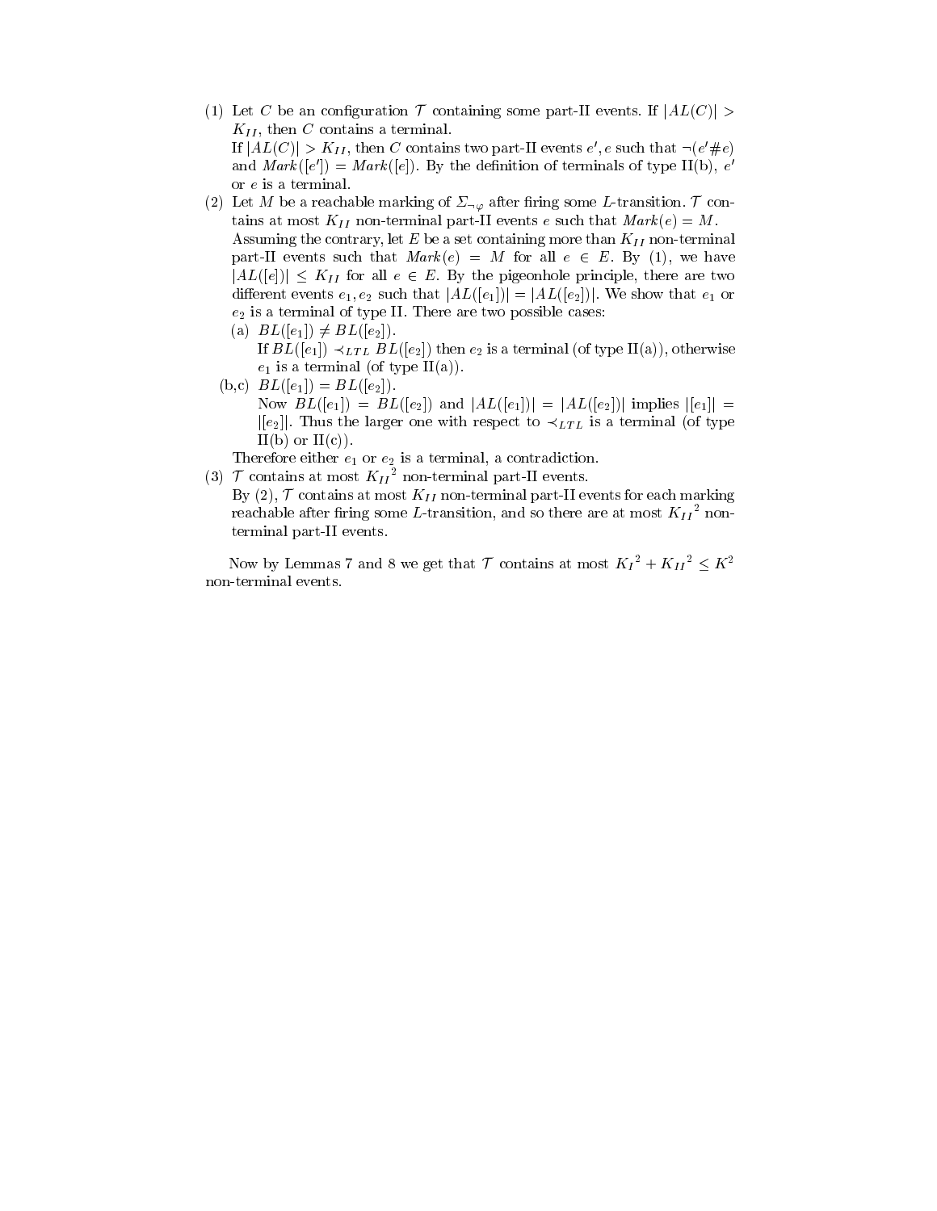(1) Let $C$ be an configuration $\mathcal{T}$ containing some part-II events. If $|AL(C)| > K_{II}$, then $C$ contains a terminal.
If $|AL(C)| > K_{II}$, then $C$ contains two part-II events $e', e$ such that $\neg(e' \# e)$ and $Mark([e']) = Mark([e])$. By the definition of terminals of type II(b), $e'$ or $e$ is a terminal.

(2) Let $M$ be a reachable marking of $\Sigma_{\neg\varphi}$ after firing some $L$-transition. $\mathcal{T}$ contains at most $K_{II}$ non-terminal part-II events $e$ such that $Mark(e) = M$.
Assuming the contrary, let $E$ be a set containing more than $K_{II}$ non-terminal part-II events such that $Mark(e) = M$ for all $e \in E$. By (1), we have $|AL([e])| \le K_{II}$ for all $e \in E$. By the pigeonhole principle, there are two different events $e_1, e_2$ such that $|AL([e_1])| = |AL([e_2])|$. We show that $e_1$ or $e_2$ is a terminal of type II. There are two possible cases:

(a) $BL([e_1]) \neq BL([e_2])$.
If $BL([e_1]) \prec_{LTL} BL([e_2])$ then $e_2$ is a terminal (of type II(a)), otherwise $e_1$ is a terminal (of type II(a)).

(b,c) $BL([e_1]) = BL([e_2])$.
Now $BL([e_1]) = BL([e_2])$ and $|AL([e_1])| = |AL([e_2])|$ implies $|[e_1]| = |[e_2]|$. Thus the larger one with respect to $\prec_{LTL}$ is a terminal (of type II(b) or II(c)).

Therefore either $e_1$ or $e_2$ is a terminal, a contradiction.

(3) $\mathcal{T}$ contains at most ${K_{II}}^2$ non-terminal part-II events.
By (2), $\mathcal{T}$ contains at most $K_{II}$ non-terminal part-II events for each marking reachable after firing some $L$-transition, and so there are at most ${K_{II}}^2$ non-terminal part-II events.

Now by Lemmas 7 and 8 we get that $\mathcal{T}$ contains at most ${K_I}^2 + {K_{II}}^2 \le K^2$ non-terminal events.